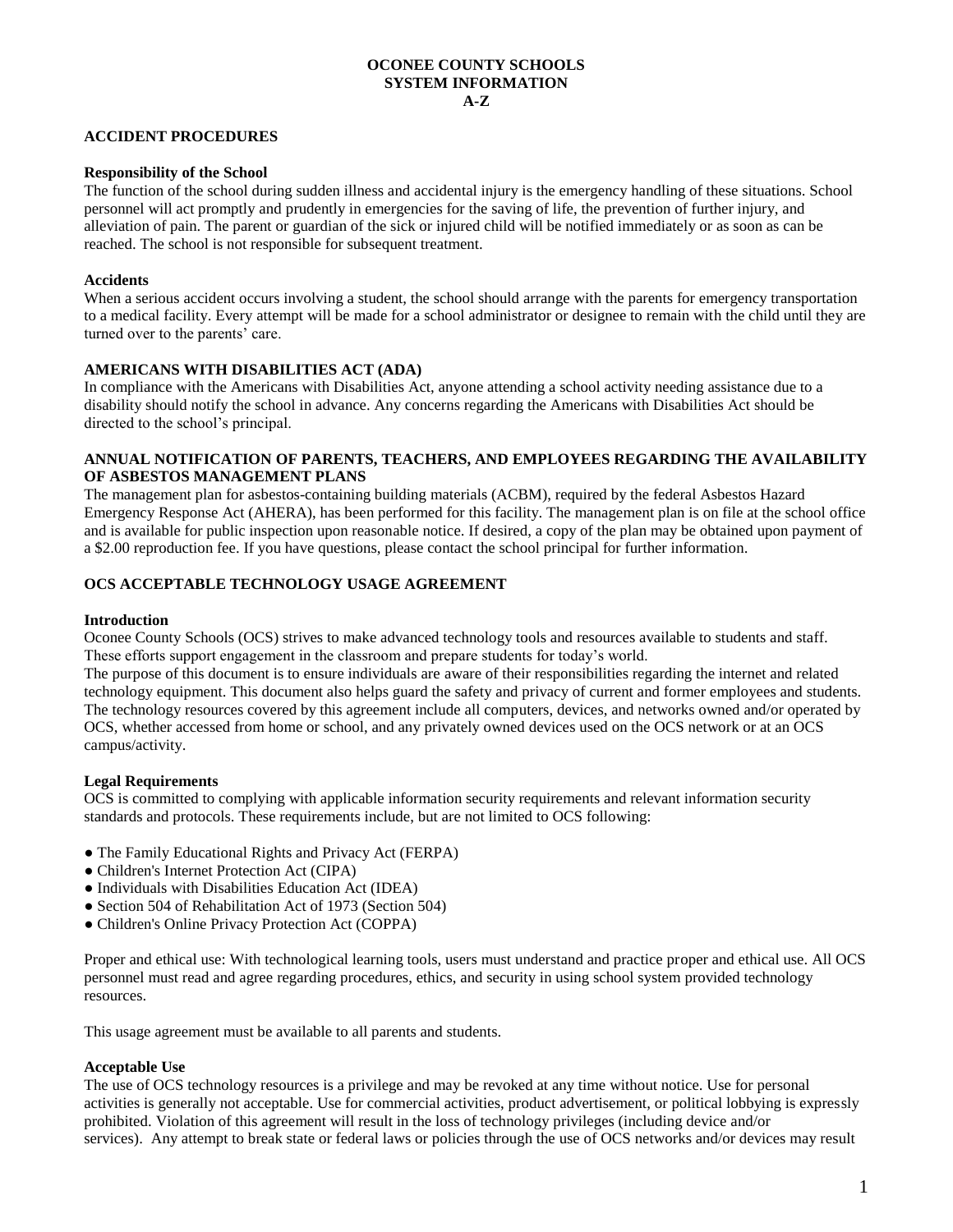# OCONEE COUNTY SCHOOLS
# SYSTEM INFORMATION
# A-Z

## ACCIDENT PROCEDURES

### Responsibility of the School

The function of the school during sudden illness and accidental injury is the emergency handling of these situations. School personnel will act promptly and prudently in emergencies for the saving of life, the prevention of further injury, and alleviation of pain. The parent or guardian of the sick or injured child will be notified immediately or as soon as can be reached. The school is not responsible for subsequent treatment.

### Accidents

When a serious accident occurs involving a student, the school should arrange with the parents for emergency transportation to a medical facility. Every attempt will be made for a school administrator or designee to remain with the child until they are turned over to the parents' care.

## AMERICANS WITH DISABILITIES ACT (ADA)

In compliance with the Americans with Disabilities Act, anyone attending a school activity needing assistance due to a disability should notify the school in advance. Any concerns regarding the Americans with Disabilities Act should be directed to the school's principal.

## ANNUAL NOTIFICATION OF PARENTS, TEACHERS, AND EMPLOYEES REGARDING THE AVAILABILITY OF ASBESTOS MANAGEMENT PLANS

The management plan for asbestos-containing building materials (ACBM), required by the federal Asbestos Hazard Emergency Response Act (AHERA), has been performed for this facility. The management plan is on file at the school office and is available for public inspection upon reasonable notice. If desired, a copy of the plan may be obtained upon payment of a $2.00 reproduction fee. If you have questions, please contact the school principal for further information.

## OCS ACCEPTABLE TECHNOLOGY USAGE AGREEMENT

### Introduction

Oconee County Schools (OCS) strives to make advanced technology tools and resources available to students and staff. These efforts support engagement in the classroom and prepare students for today's world.

The purpose of this document is to ensure individuals are aware of their responsibilities regarding the internet and related technology equipment. This document also helps guard the safety and privacy of current and former employees and students. The technology resources covered by this agreement include all computers, devices, and networks owned and/or operated by OCS, whether accessed from home or school, and any privately owned devices used on the OCS network or at an OCS campus/activity.

### Legal Requirements

OCS is committed to complying with applicable information security requirements and relevant information security standards and protocols. These requirements include, but are not limited to OCS following:

- The Family Educational Rights and Privacy Act (FERPA)
- Children's Internet Protection Act (CIPA)
- Individuals with Disabilities Education Act (IDEA)
- Section 504 of Rehabilitation Act of 1973 (Section 504)
- Children's Online Privacy Protection Act (COPPA)

Proper and ethical use: With technological learning tools, users must understand and practice proper and ethical use. All OCS personnel must read and agree regarding procedures, ethics, and security in using school system provided technology resources.

This usage agreement must be available to all parents and students.

### Acceptable Use

The use of OCS technology resources is a privilege and may be revoked at any time without notice. Use for personal activities is generally not acceptable. Use for commercial activities, product advertisement, or political lobbying is expressly prohibited. Violation of this agreement will result in the loss of technology privileges (including device and/or services). Any attempt to break state or federal laws or policies through the use of OCS networks and/or devices may result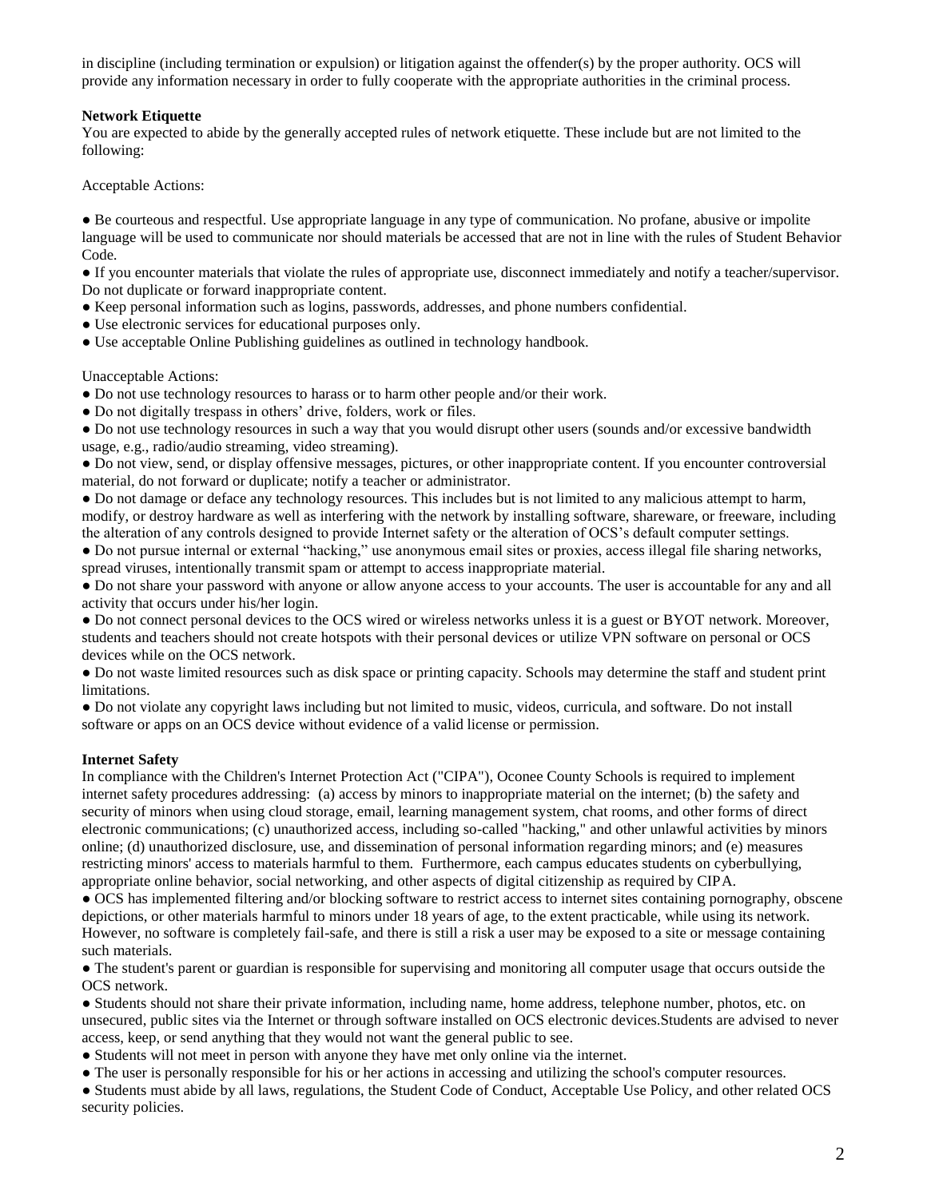in discipline (including termination or expulsion) or litigation against the offender(s) by the proper authority. OCS will provide any information necessary in order to fully cooperate with the appropriate authorities in the criminal process.

**Network Etiquette**

You are expected to abide by the generally accepted rules of network etiquette. These include but are not limited to the following:

Acceptable Actions:

- Be courteous and respectful. Use appropriate language in any type of communication. No profane, abusive or impolite language will be used to communicate nor should materials be accessed that are not in line with the rules of Student Behavior Code.
- If you encounter materials that violate the rules of appropriate use, disconnect immediately and notify a teacher/supervisor. Do not duplicate or forward inappropriate content.
- Keep personal information such as logins, passwords, addresses, and phone numbers confidential.
- Use electronic services for educational purposes only.
- Use acceptable Online Publishing guidelines as outlined in technology handbook.

Unacceptable Actions:

- Do not use technology resources to harass or to harm other people and/or their work.
- Do not digitally trespass in others' drive, folders, work or files.
- Do not use technology resources in such a way that you would disrupt other users (sounds and/or excessive bandwidth usage, e.g., radio/audio streaming, video streaming).
- Do not view, send, or display offensive messages, pictures, or other inappropriate content. If you encounter controversial material, do not forward or duplicate; notify a teacher or administrator.
- Do not damage or deface any technology resources. This includes but is not limited to any malicious attempt to harm, modify, or destroy hardware as well as interfering with the network by installing software, shareware, or freeware, including the alteration of any controls designed to provide Internet safety or the alteration of OCS's default computer settings.
- Do not pursue internal or external "hacking," use anonymous email sites or proxies, access illegal file sharing networks, spread viruses, intentionally transmit spam or attempt to access inappropriate material.
- Do not share your password with anyone or allow anyone access to your accounts. The user is accountable for any and all activity that occurs under his/her login.
- Do not connect personal devices to the OCS wired or wireless networks unless it is a guest or BYOT network. Moreover, students and teachers should not create hotspots with their personal devices or utilize VPN software on personal or OCS devices while on the OCS network.
- Do not waste limited resources such as disk space or printing capacity. Schools may determine the staff and student print limitations.
- Do not violate any copyright laws including but not limited to music, videos, curricula, and software. Do not install software or apps on an OCS device without evidence of a valid license or permission.

**Internet Safety**

In compliance with the Children's Internet Protection Act ("CIPA"), Oconee County Schools is required to implement internet safety procedures addressing: (a) access by minors to inappropriate material on the internet; (b) the safety and security of minors when using cloud storage, email, learning management system, chat rooms, and other forms of direct electronic communications; (c) unauthorized access, including so-called "hacking," and other unlawful activities by minors online; (d) unauthorized disclosure, use, and dissemination of personal information regarding minors; and (e) measures restricting minors' access to materials harmful to them. Furthermore, each campus educates students on cyberbullying, appropriate online behavior, social networking, and other aspects of digital citizenship as required by CIPA.

- OCS has implemented filtering and/or blocking software to restrict access to internet sites containing pornography, obscene depictions, or other materials harmful to minors under 18 years of age, to the extent practicable, while using its network. However, no software is completely fail-safe, and there is still a risk a user may be exposed to a site or message containing such materials.
- The student's parent or guardian is responsible for supervising and monitoring all computer usage that occurs outside the OCS network.
- Students should not share their private information, including name, home address, telephone number, photos, etc. on unsecured, public sites via the Internet or through software installed on OCS electronic devices.Students are advised to never access, keep, or send anything that they would not want the general public to see.
- Students will not meet in person with anyone they have met only online via the internet.
- The user is personally responsible for his or her actions in accessing and utilizing the school's computer resources.
- Students must abide by all laws, regulations, the Student Code of Conduct, Acceptable Use Policy, and other related OCS security policies.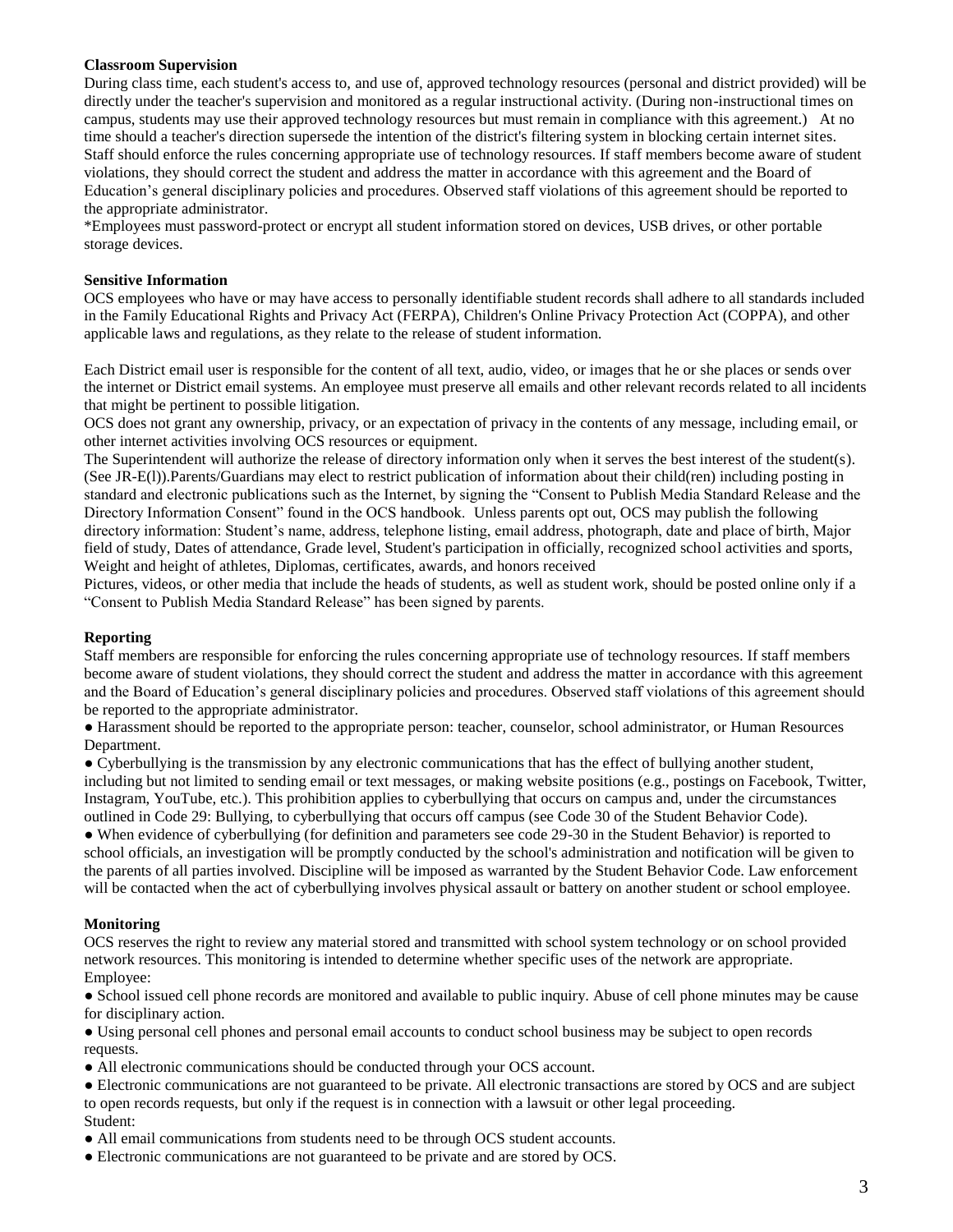**Classroom Supervision**

During class time, each student's access to, and use of, approved technology resources (personal and district provided) will be directly under the teacher's supervision and monitored as a regular instructional activity. (During non-instructional times on campus, students may use their approved technology resources but must remain in compliance with this agreement.) At no time should a teacher's direction supersede the intention of the district's filtering system in blocking certain internet sites. Staff should enforce the rules concerning appropriate use of technology resources. If staff members become aware of student violations, they should correct the student and address the matter in accordance with this agreement and the Board of Education's general disciplinary policies and procedures. Observed staff violations of this agreement should be reported to the appropriate administrator.

*Employees must password-protect or encrypt all student information stored on devices, USB drives, or other portable storage devices.

**Sensitive Information**

OCS employees who have or may have access to personally identifiable student records shall adhere to all standards included in the Family Educational Rights and Privacy Act (FERPA), Children's Online Privacy Protection Act (COPPA), and other applicable laws and regulations, as they relate to the release of student information.

Each District email user is responsible for the content of all text, audio, video, or images that he or she places or sends over the internet or District email systems. An employee must preserve all emails and other relevant records related to all incidents that might be pertinent to possible litigation.

OCS does not grant any ownership, privacy, or an expectation of privacy in the contents of any message, including email, or other internet activities involving OCS resources or equipment.

The Superintendent will authorize the release of directory information only when it serves the best interest of the student(s). (See JR-E(l)).Parents/Guardians may elect to restrict publication of information about their child(ren) including posting in standard and electronic publications such as the Internet, by signing the "Consent to Publish Media Standard Release and the Directory Information Consent" found in the OCS handbook. Unless parents opt out, OCS may publish the following directory information: Student's name, address, telephone listing, email address, photograph, date and place of birth, Major field of study, Dates of attendance, Grade level, Student's participation in officially, recognized school activities and sports, Weight and height of athletes, Diplomas, certificates, awards, and honors received

Pictures, videos, or other media that include the heads of students, as well as student work, should be posted online only if a "Consent to Publish Media Standard Release" has been signed by parents.

**Reporting**

Staff members are responsible for enforcing the rules concerning appropriate use of technology resources. If staff members become aware of student violations, they should correct the student and address the matter in accordance with this agreement and the Board of Education's general disciplinary policies and procedures. Observed staff violations of this agreement should be reported to the appropriate administrator.

- Harassment should be reported to the appropriate person: teacher, counselor, school administrator, or Human Resources Department.
- Cyberbullying is the transmission by any electronic communications that has the effect of bullying another student, including but not limited to sending email or text messages, or making website positions (e.g., postings on Facebook, Twitter, Instagram, YouTube, etc.). This prohibition applies to cyberbullying that occurs on campus and, under the circumstances outlined in Code 29: Bullying, to cyberbullying that occurs off campus (see Code 30 of the Student Behavior Code).
- When evidence of cyberbullying (for definition and parameters see code 29-30 in the Student Behavior) is reported to school officials, an investigation will be promptly conducted by the school's administration and notification will be given to the parents of all parties involved. Discipline will be imposed as warranted by the Student Behavior Code. Law enforcement will be contacted when the act of cyberbullying involves physical assault or battery on another student or school employee.

**Monitoring**

OCS reserves the right to review any material stored and transmitted with school system technology or on school provided network resources. This monitoring is intended to determine whether specific uses of the network are appropriate.

Employee:

- School issued cell phone records are monitored and available to public inquiry. Abuse of cell phone minutes may be cause for disciplinary action.
- Using personal cell phones and personal email accounts to conduct school business may be subject to open records requests.
- All electronic communications should be conducted through your OCS account.
- Electronic communications are not guaranteed to be private. All electronic transactions are stored by OCS and are subject to open records requests, but only if the request is in connection with a lawsuit or other legal proceeding.

Student:

- All email communications from students need to be through OCS student accounts.
- Electronic communications are not guaranteed to be private and are stored by OCS.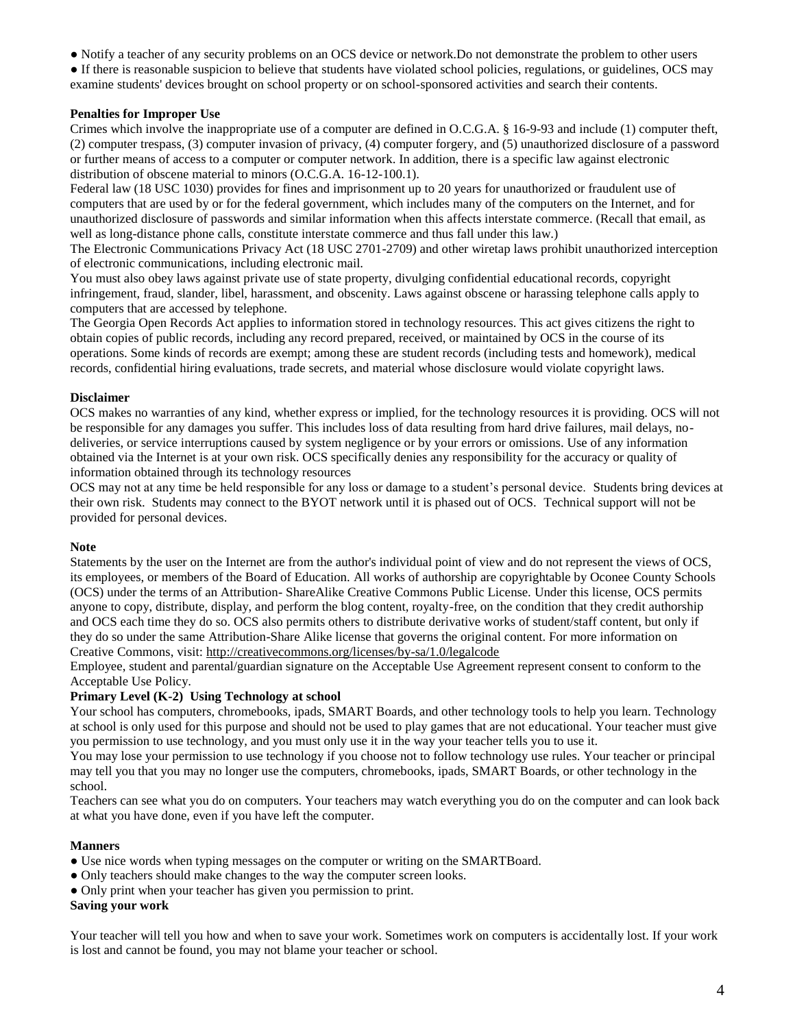- Notify a teacher of any security problems on an OCS device or network.Do not demonstrate the problem to other users
- If there is reasonable suspicion to believe that students have violated school policies, regulations, or guidelines, OCS may examine students' devices brought on school property or on school-sponsored activities and search their contents.

**Penalties for Improper Use**

Crimes which involve the inappropriate use of a computer are defined in O.C.G.A. § 16-9-93 and include (1) computer theft, (2) computer trespass, (3) computer invasion of privacy, (4) computer forgery, and (5) unauthorized disclosure of a password or further means of access to a computer or computer network. In addition, there is a specific law against electronic distribution of obscene material to minors (O.C.G.A. 16-12-100.1).

Federal law (18 USC 1030) provides for fines and imprisonment up to 20 years for unauthorized or fraudulent use of computers that are used by or for the federal government, which includes many of the computers on the Internet, and for unauthorized disclosure of passwords and similar information when this affects interstate commerce. (Recall that email, as well as long-distance phone calls, constitute interstate commerce and thus fall under this law.)

The Electronic Communications Privacy Act (18 USC 2701-2709) and other wiretap laws prohibit unauthorized interception of electronic communications, including electronic mail.

You must also obey laws against private use of state property, divulging confidential educational records, copyright infringement, fraud, slander, libel, harassment, and obscenity. Laws against obscene or harassing telephone calls apply to computers that are accessed by telephone.

The Georgia Open Records Act applies to information stored in technology resources. This act gives citizens the right to obtain copies of public records, including any record prepared, received, or maintained by OCS in the course of its operations. Some kinds of records are exempt; among these are student records (including tests and homework), medical records, confidential hiring evaluations, trade secrets, and material whose disclosure would violate copyright laws.

**Disclaimer**

OCS makes no warranties of any kind, whether express or implied, for the technology resources it is providing. OCS will not be responsible for any damages you suffer. This includes loss of data resulting from hard drive failures, mail delays, no-deliveries, or service interruptions caused by system negligence or by your errors or omissions. Use of any information obtained via the Internet is at your own risk. OCS specifically denies any responsibility for the accuracy or quality of information obtained through its technology resources

OCS may not at any time be held responsible for any loss or damage to a student's personal device. Students bring devices at their own risk. Students may connect to the BYOT network until it is phased out of OCS. Technical support will not be provided for personal devices.

**Note**

Statements by the user on the Internet are from the author's individual point of view and do not represent the views of OCS, its employees, or members of the Board of Education. All works of authorship are copyrightable by Oconee County Schools (OCS) under the terms of an Attribution- ShareAlike Creative Commons Public License. Under this license, OCS permits anyone to copy, distribute, display, and perform the blog content, royalty-free, on the condition that they credit authorship and OCS each time they do so. OCS also permits others to distribute derivative works of student/staff content, but only if they do so under the same Attribution-Share Alike license that governs the original content. For more information on Creative Commons, visit: http://creativecommons.org/licenses/by-sa/1.0/legalcode

Employee, student and parental/guardian signature on the Acceptable Use Agreement represent consent to conform to the Acceptable Use Policy.

**Primary Level (K-2) Using Technology at school**

Your school has computers, chromebooks, ipads, SMART Boards, and other technology tools to help you learn. Technology at school is only used for this purpose and should not be used to play games that are not educational. Your teacher must give you permission to use technology, and you must only use it in the way your teacher tells you to use it.

You may lose your permission to use technology if you choose not to follow technology use rules. Your teacher or principal may tell you that you may no longer use the computers, chromebooks, ipads, SMART Boards, or other technology in the school.

Teachers can see what you do on computers. Your teachers may watch everything you do on the computer and can look back at what you have done, even if you have left the computer.

**Manners**

- Use nice words when typing messages on the computer or writing on the SMARTBoard.
- Only teachers should make changes to the way the computer screen looks.
- Only print when your teacher has given you permission to print.

**Saving your work**

Your teacher will tell you how and when to save your work. Sometimes work on computers is accidentally lost. If your work is lost and cannot be found, you may not blame your teacher or school.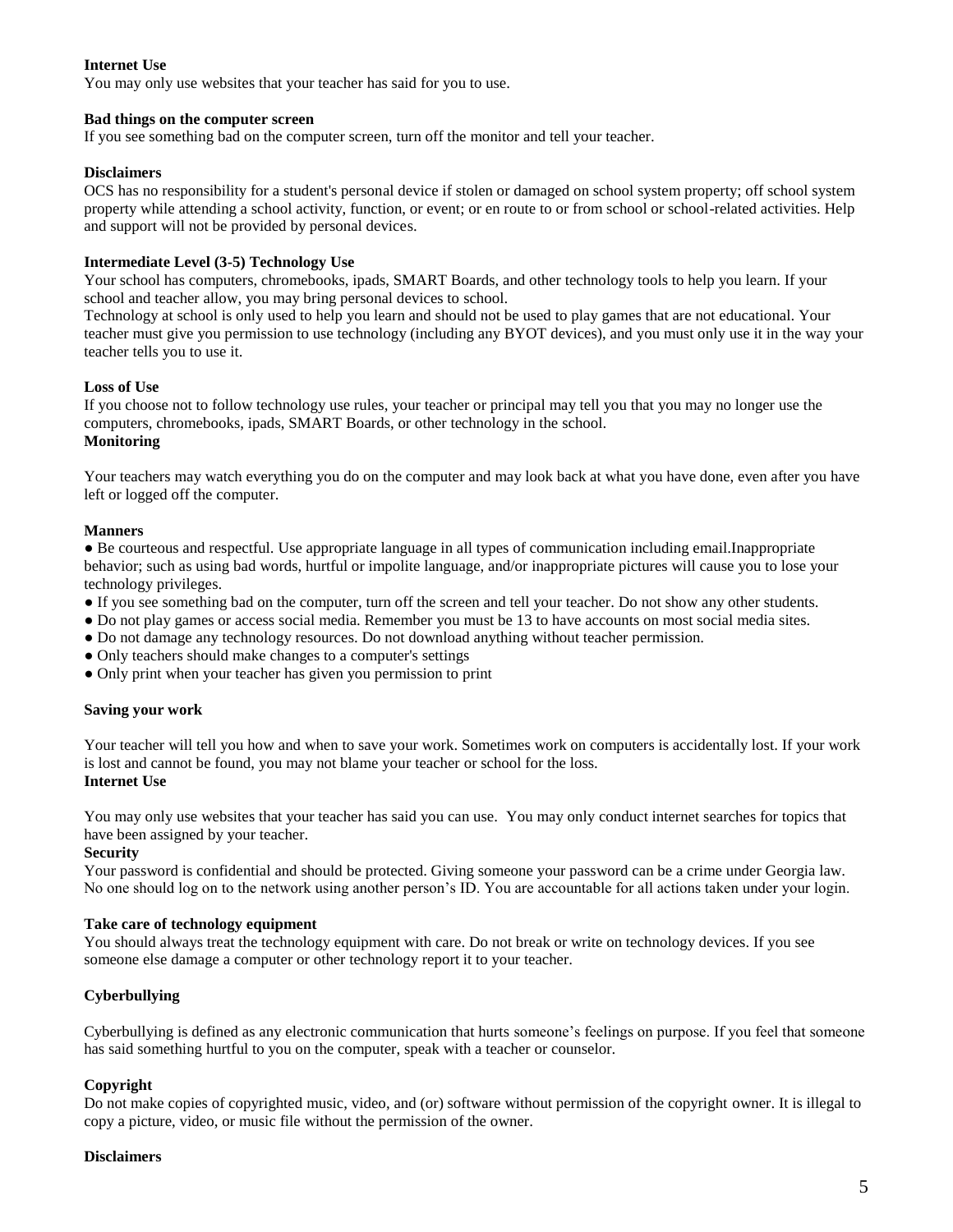**Internet Use**

You may only use websites that your teacher has said for you to use.

**Bad things on the computer screen**

If you see something bad on the computer screen, turn off the monitor and tell your teacher.

**Disclaimers**

OCS has no responsibility for a student's personal device if stolen or damaged on school system property; off school system property while attending a school activity, function, or event; or en route to or from school or school-related activities. Help and support will not be provided by personal devices.

**Intermediate Level (3-5) Technology Use**

Your school has computers, chromebooks, ipads, SMART Boards, and other technology tools to help you learn. If your school and teacher allow, you may bring personal devices to school.

Technology at school is only used to help you learn and should not be used to play games that are not educational. Your teacher must give you permission to use technology (including any BYOT devices), and you must only use it in the way your teacher tells you to use it.

**Loss of Use**

If you choose not to follow technology use rules, your teacher or principal may tell you that you may no longer use the computers, chromebooks, ipads, SMART Boards, or other technology in the school.

**Monitoring**

Your teachers may watch everything you do on the computer and may look back at what you have done, even after you have left or logged off the computer.

**Manners**

- Be courteous and respectful. Use appropriate language in all types of communication including email.Inappropriate behavior; such as using bad words, hurtful or impolite language, and/or inappropriate pictures will cause you to lose your technology privileges.
- If you see something bad on the computer, turn off the screen and tell your teacher. Do not show any other students.
- Do not play games or access social media. Remember you must be 13 to have accounts on most social media sites.
- Do not damage any technology resources. Do not download anything without teacher permission.
- Only teachers should make changes to a computer's settings
- Only print when your teacher has given you permission to print

**Saving your work**

Your teacher will tell you how and when to save your work. Sometimes work on computers is accidentally lost. If your work is lost and cannot be found, you may not blame your teacher or school for the loss.

**Internet Use**

You may only use websites that your teacher has said you can use. You may only conduct internet searches for topics that have been assigned by your teacher.

**Security**

Your password is confidential and should be protected. Giving someone your password can be a crime under Georgia law. No one should log on to the network using another person's ID. You are accountable for all actions taken under your login.

**Take care of technology equipment**

You should always treat the technology equipment with care. Do not break or write on technology devices. If you see someone else damage a computer or other technology report it to your teacher.

**Cyberbullying**

Cyberbullying is defined as any electronic communication that hurts someone's feelings on purpose. If you feel that someone has said something hurtful to you on the computer, speak with a teacher or counselor.

**Copyright**

Do not make copies of copyrighted music, video, and (or) software without permission of the copyright owner. It is illegal to copy a picture, video, or music file without the permission of the owner.

**Disclaimers**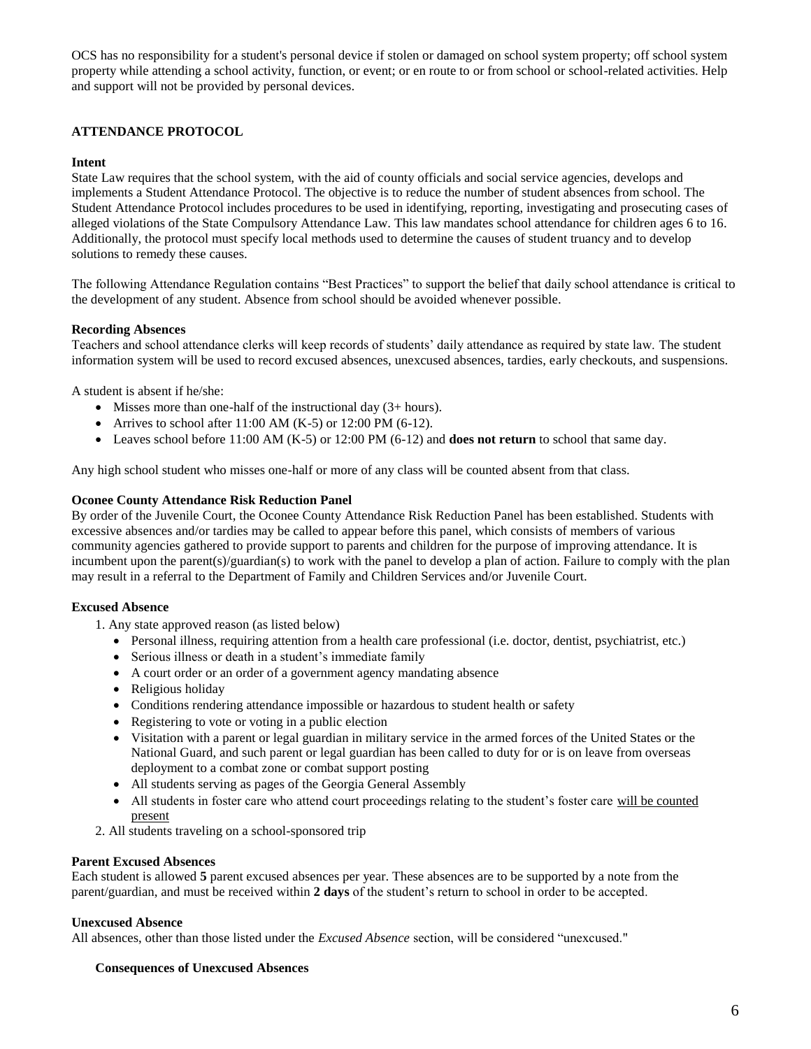OCS has no responsibility for a student's personal device if stolen or damaged on school system property; off school system property while attending a school activity, function, or event; or en route to or from school or school-related activities. Help and support will not be provided by personal devices.

## ATTENDANCE PROTOCOL

### Intent

State Law requires that the school system, with the aid of county officials and social service agencies, develops and implements a Student Attendance Protocol. The objective is to reduce the number of student absences from school. The Student Attendance Protocol includes procedures to be used in identifying, reporting, investigating and prosecuting cases of alleged violations of the State Compulsory Attendance Law. This law mandates school attendance for children ages 6 to 16. Additionally, the protocol must specify local methods used to determine the causes of student truancy and to develop solutions to remedy these causes.

The following Attendance Regulation contains "Best Practices" to support the belief that daily school attendance is critical to the development of any student. Absence from school should be avoided whenever possible.

### Recording Absences

Teachers and school attendance clerks will keep records of students' daily attendance as required by state law. The student information system will be used to record excused absences, unexcused absences, tardies, early checkouts, and suspensions.

A student is absent if he/she:

- Misses more than one-half of the instructional day (3+ hours).
- Arrives to school after 11:00 AM (K-5) or 12:00 PM (6-12).
- Leaves school before 11:00 AM (K-5) or 12:00 PM (6-12) and **does not return** to school that same day.

Any high school student who misses one-half or more of any class will be counted absent from that class.

### Oconee County Attendance Risk Reduction Panel

By order of the Juvenile Court, the Oconee County Attendance Risk Reduction Panel has been established. Students with excessive absences and/or tardies may be called to appear before this panel, which consists of members of various community agencies gathered to provide support to parents and children for the purpose of improving attendance. It is incumbent upon the parent(s)/guardian(s) to work with the panel to develop a plan of action. Failure to comply with the plan may result in a referral to the Department of Family and Children Services and/or Juvenile Court.

### Excused Absence

1. Any state approved reason (as listed below)
   - Personal illness, requiring attention from a health care professional (i.e. doctor, dentist, psychiatrist, etc.)
   - Serious illness or death in a student's immediate family
   - A court order or an order of a government agency mandating absence
   - Religious holiday
   - Conditions rendering attendance impossible or hazardous to student health or safety
   - Registering to vote or voting in a public election
   - Visitation with a parent or legal guardian in military service in the armed forces of the United States or the National Guard, and such parent or legal guardian has been called to duty for or is on leave from overseas deployment to a combat zone or combat support posting
   - All students serving as pages of the Georgia General Assembly
   - All students in foster care who attend court proceedings relating to the student's foster care <u>will be counted present</u>
2. All students traveling on a school-sponsored trip

### Parent Excused Absences

Each student is allowed **5** parent excused absences per year. These absences are to be supported by a note from the parent/guardian, and must be received within **2 days** of the student's return to school in order to be accepted.

### Unexcused Absence

All absences, other than those listed under the *Excused Absence* section, will be considered "unexcused."

#### Consequences of Unexcused Absences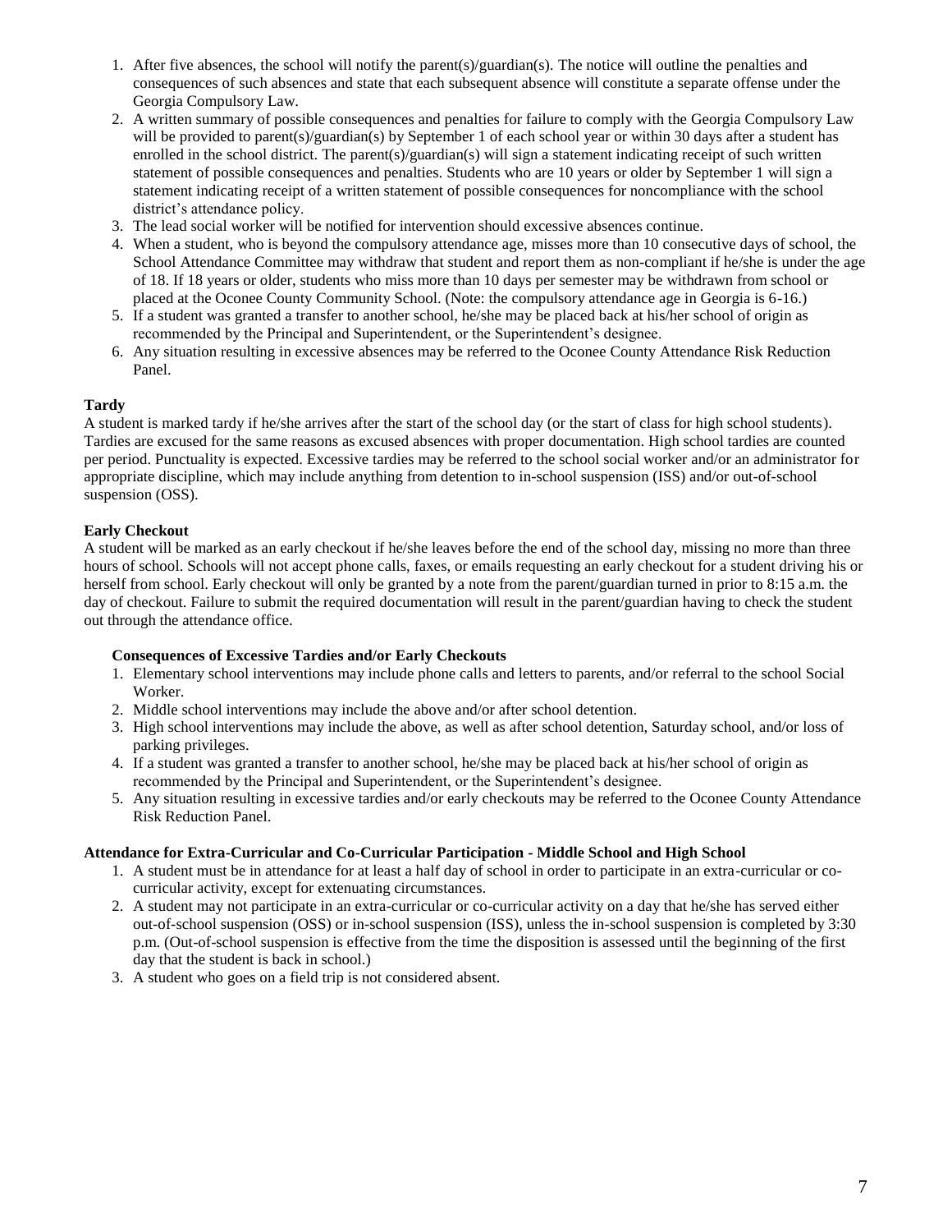1. After five absences, the school will notify the parent(s)/guardian(s). The notice will outline the penalties and consequences of such absences and state that each subsequent absence will constitute a separate offense under the Georgia Compulsory Law.
2. A written summary of possible consequences and penalties for failure to comply with the Georgia Compulsory Law will be provided to parent(s)/guardian(s) by September 1 of each school year or within 30 days after a student has enrolled in the school district. The parent(s)/guardian(s) will sign a statement indicating receipt of such written statement of possible consequences and penalties. Students who are 10 years or older by September 1 will sign a statement indicating receipt of a written statement of possible consequences for noncompliance with the school district's attendance policy.
3. The lead social worker will be notified for intervention should excessive absences continue.
4. When a student, who is beyond the compulsory attendance age, misses more than 10 consecutive days of school, the School Attendance Committee may withdraw that student and report them as non-compliant if he/she is under the age of 18. If 18 years or older, students who miss more than 10 days per semester may be withdrawn from school or placed at the Oconee County Community School. (Note: the compulsory attendance age in Georgia is 6-16.)
5. If a student was granted a transfer to another school, he/she may be placed back at his/her school of origin as recommended by the Principal and Superintendent, or the Superintendent's designee.
6. Any situation resulting in excessive absences may be referred to the Oconee County Attendance Risk Reduction Panel.

**Tardy**

A student is marked tardy if he/she arrives after the start of the school day (or the start of class for high school students). Tardies are excused for the same reasons as excused absences with proper documentation. High school tardies are counted per period. Punctuality is expected. Excessive tardies may be referred to the school social worker and/or an administrator for appropriate discipline, which may include anything from detention to in-school suspension (ISS) and/or out-of-school suspension (OSS).

**Early Checkout**

A student will be marked as an early checkout if he/she leaves before the end of the school day, missing no more than three hours of school. Schools will not accept phone calls, faxes, or emails requesting an early checkout for a student driving his or herself from school. Early checkout will only be granted by a note from the parent/guardian turned in prior to 8:15 a.m. the day of checkout. Failure to submit the required documentation will result in the parent/guardian having to check the student out through the attendance office.

**Consequences of Excessive Tardies and/or Early Checkouts**

1. Elementary school interventions may include phone calls and letters to parents, and/or referral to the school Social Worker.
2. Middle school interventions may include the above and/or after school detention.
3. High school interventions may include the above, as well as after school detention, Saturday school, and/or loss of parking privileges.
4. If a student was granted a transfer to another school, he/she may be placed back at his/her school of origin as recommended by the Principal and Superintendent, or the Superintendent's designee.
5. Any situation resulting in excessive tardies and/or early checkouts may be referred to the Oconee County Attendance Risk Reduction Panel.

**Attendance for Extra-Curricular and Co-Curricular Participation - Middle School and High School**

1. A student must be in attendance for at least a half day of school in order to participate in an extra-curricular or co-curricular activity, except for extenuating circumstances.
2. A student may not participate in an extra-curricular or co-curricular activity on a day that he/she has served either out-of-school suspension (OSS) or in-school suspension (ISS), unless the in-school suspension is completed by 3:30 p.m. (Out-of-school suspension is effective from the time the disposition is assessed until the beginning of the first day that the student is back in school.)
3. A student who goes on a field trip is not considered absent.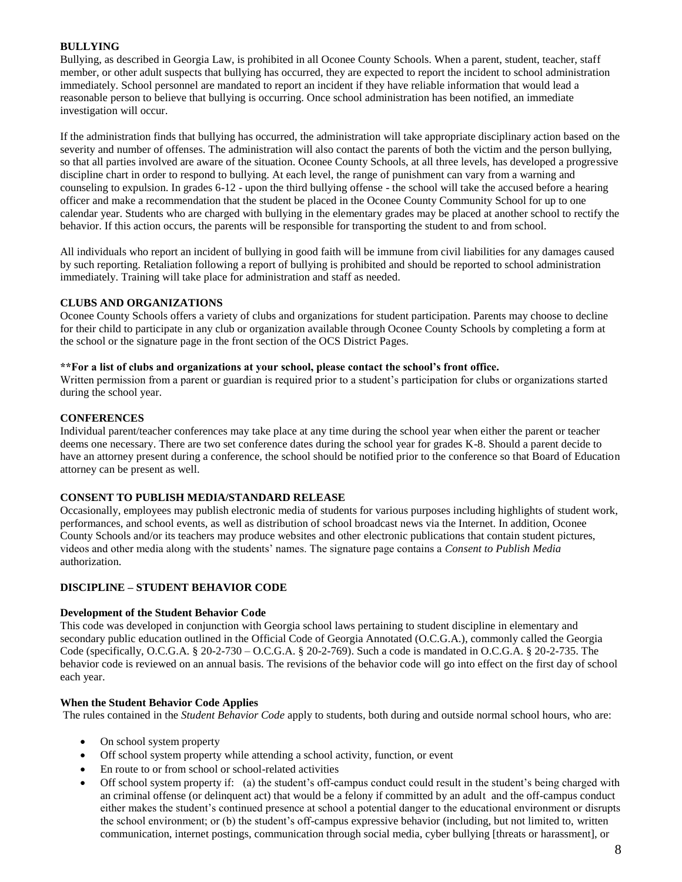**BULLYING**

Bullying, as described in Georgia Law, is prohibited in all Oconee County Schools. When a parent, student, teacher, staff member, or other adult suspects that bullying has occurred, they are expected to report the incident to school administration immediately. School personnel are mandated to report an incident if they have reliable information that would lead a reasonable person to believe that bullying is occurring. Once school administration has been notified, an immediate investigation will occur.

If the administration finds that bullying has occurred, the administration will take appropriate disciplinary action based on the severity and number of offenses. The administration will also contact the parents of both the victim and the person bullying, so that all parties involved are aware of the situation. Oconee County Schools, at all three levels, has developed a progressive discipline chart in order to respond to bullying. At each level, the range of punishment can vary from a warning and counseling to expulsion. In grades 6-12 - upon the third bullying offense - the school will take the accused before a hearing officer and make a recommendation that the student be placed in the Oconee County Community School for up to one calendar year. Students who are charged with bullying in the elementary grades may be placed at another school to rectify the behavior. If this action occurs, the parents will be responsible for transporting the student to and from school.

All individuals who report an incident of bullying in good faith will be immune from civil liabilities for any damages caused by such reporting. Retaliation following a report of bullying is prohibited and should be reported to school administration immediately. Training will take place for administration and staff as needed.

**CLUBS AND ORGANIZATIONS**

Oconee County Schools offers a variety of clubs and organizations for student participation. Parents may choose to decline for their child to participate in any club or organization available through Oconee County Schools by completing a form at the school or the signature page in the front section of the OCS District Pages.

**\*\*For a list of clubs and organizations at your school, please contact the school's front office.**

Written permission from a parent or guardian is required prior to a student's participation for clubs or organizations started during the school year.

**CONFERENCES**

Individual parent/teacher conferences may take place at any time during the school year when either the parent or teacher deems one necessary. There are two set conference dates during the school year for grades K-8. Should a parent decide to have an attorney present during a conference, the school should be notified prior to the conference so that Board of Education attorney can be present as well.

**CONSENT TO PUBLISH MEDIA/STANDARD RELEASE**

Occasionally, employees may publish electronic media of students for various purposes including highlights of student work, performances, and school events, as well as distribution of school broadcast news via the Internet. In addition, Oconee County Schools and/or its teachers may produce websites and other electronic publications that contain student pictures, videos and other media along with the students' names. The signature page contains a *Consent to Publish Media* authorization.

**DISCIPLINE – STUDENT BEHAVIOR CODE**

**Development of the Student Behavior Code**

This code was developed in conjunction with Georgia school laws pertaining to student discipline in elementary and secondary public education outlined in the Official Code of Georgia Annotated (O.C.G.A.), commonly called the Georgia Code (specifically, O.C.G.A. § 20-2-730 – O.C.G.A. § 20-2-769). Such a code is mandated in O.C.G.A. § 20-2-735. The behavior code is reviewed on an annual basis. The revisions of the behavior code will go into effect on the first day of school each year.

**When the Student Behavior Code Applies**

The rules contained in the *Student Behavior Code* apply to students, both during and outside normal school hours, who are:

- On school system property
- Off school system property while attending a school activity, function, or event
- En route to or from school or school-related activities
- Off school system property if: (a) the student's off-campus conduct could result in the student's being charged with an criminal offense (or delinquent act) that would be a felony if committed by an adult and the off-campus conduct either makes the student's continued presence at school a potential danger to the educational environment or disrupts the school environment; or (b) the student's off-campus expressive behavior (including, but not limited to, written communication, internet postings, communication through social media, cyber bullying [threats or harassment], or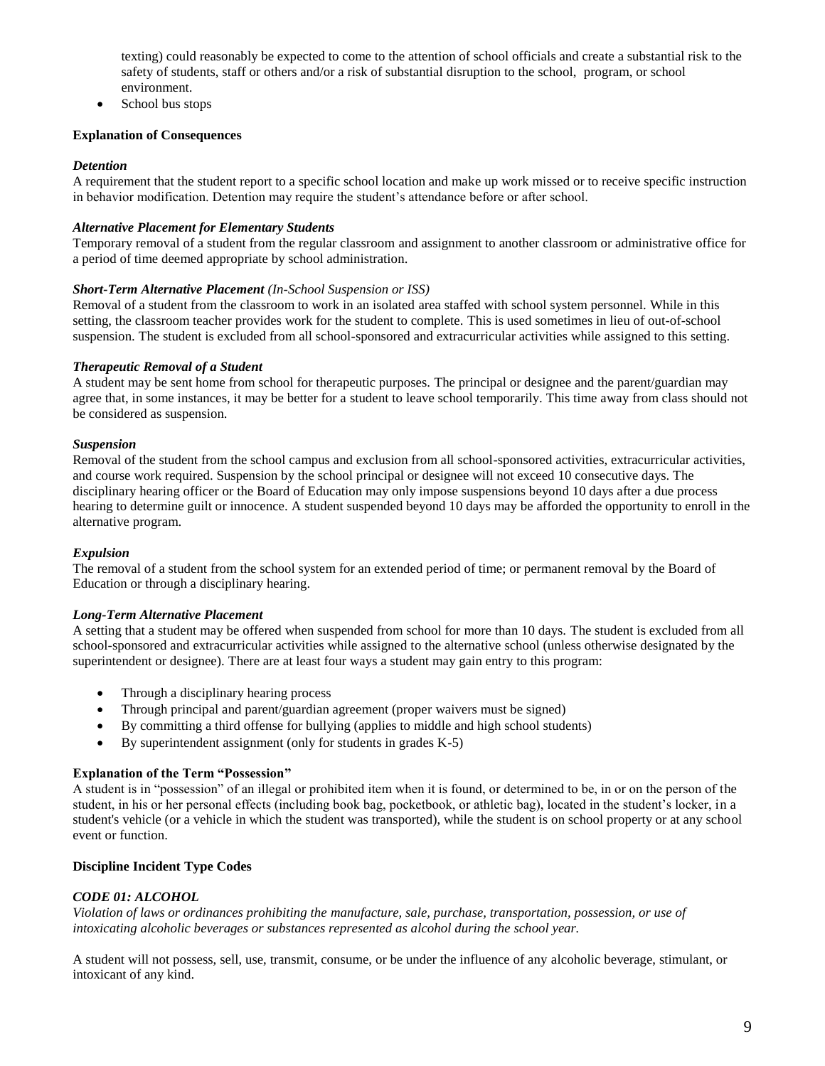texting) could reasonably be expected to come to the attention of school officials and create a substantial risk to the safety of students, staff or others and/or a risk of substantial disruption to the school, program, or school environment.

- School bus stops

**Explanation of Consequences**

***Detention***

A requirement that the student report to a specific school location and make up work missed or to receive specific instruction in behavior modification. Detention may require the student's attendance before or after school.

***Alternative Placement for Elementary Students***

Temporary removal of a student from the regular classroom and assignment to another classroom or administrative office for a period of time deemed appropriate by school administration.

***Short-Term Alternative Placement*** *(In-School Suspension or ISS)*

Removal of a student from the classroom to work in an isolated area staffed with school system personnel. While in this setting, the classroom teacher provides work for the student to complete. This is used sometimes in lieu of out-of-school suspension. The student is excluded from all school-sponsored and extracurricular activities while assigned to this setting.

***Therapeutic Removal of a Student***

A student may be sent home from school for therapeutic purposes. The principal or designee and the parent/guardian may agree that, in some instances, it may be better for a student to leave school temporarily. This time away from class should not be considered as suspension.

***Suspension***

Removal of the student from the school campus and exclusion from all school-sponsored activities, extracurricular activities, and course work required. Suspension by the school principal or designee will not exceed 10 consecutive days. The disciplinary hearing officer or the Board of Education may only impose suspensions beyond 10 days after a due process hearing to determine guilt or innocence. A student suspended beyond 10 days may be afforded the opportunity to enroll in the alternative program.

***Expulsion***

The removal of a student from the school system for an extended period of time; or permanent removal by the Board of Education or through a disciplinary hearing.

***Long-Term Alternative Placement***

A setting that a student may be offered when suspended from school for more than 10 days. The student is excluded from all school-sponsored and extracurricular activities while assigned to the alternative school (unless otherwise designated by the superintendent or designee). There are at least four ways a student may gain entry to this program:

- Through a disciplinary hearing process
- Through principal and parent/guardian agreement (proper waivers must be signed)
- By committing a third offense for bullying (applies to middle and high school students)
- By superintendent assignment (only for students in grades K-5)

**Explanation of the Term "Possession"**

A student is in "possession" of an illegal or prohibited item when it is found, or determined to be, in or on the person of the student, in his or her personal effects (including book bag, pocketbook, or athletic bag), located in the student's locker, in a student's vehicle (or a vehicle in which the student was transported), while the student is on school property or at any school event or function.

**Discipline Incident Type Codes**

***CODE 01: ALCOHOL***

*Violation of laws or ordinances prohibiting the manufacture, sale, purchase, transportation, possession, or use of intoxicating alcoholic beverages or substances represented as alcohol during the school year.*

A student will not possess, sell, use, transmit, consume, or be under the influence of any alcoholic beverage, stimulant, or intoxicant of any kind.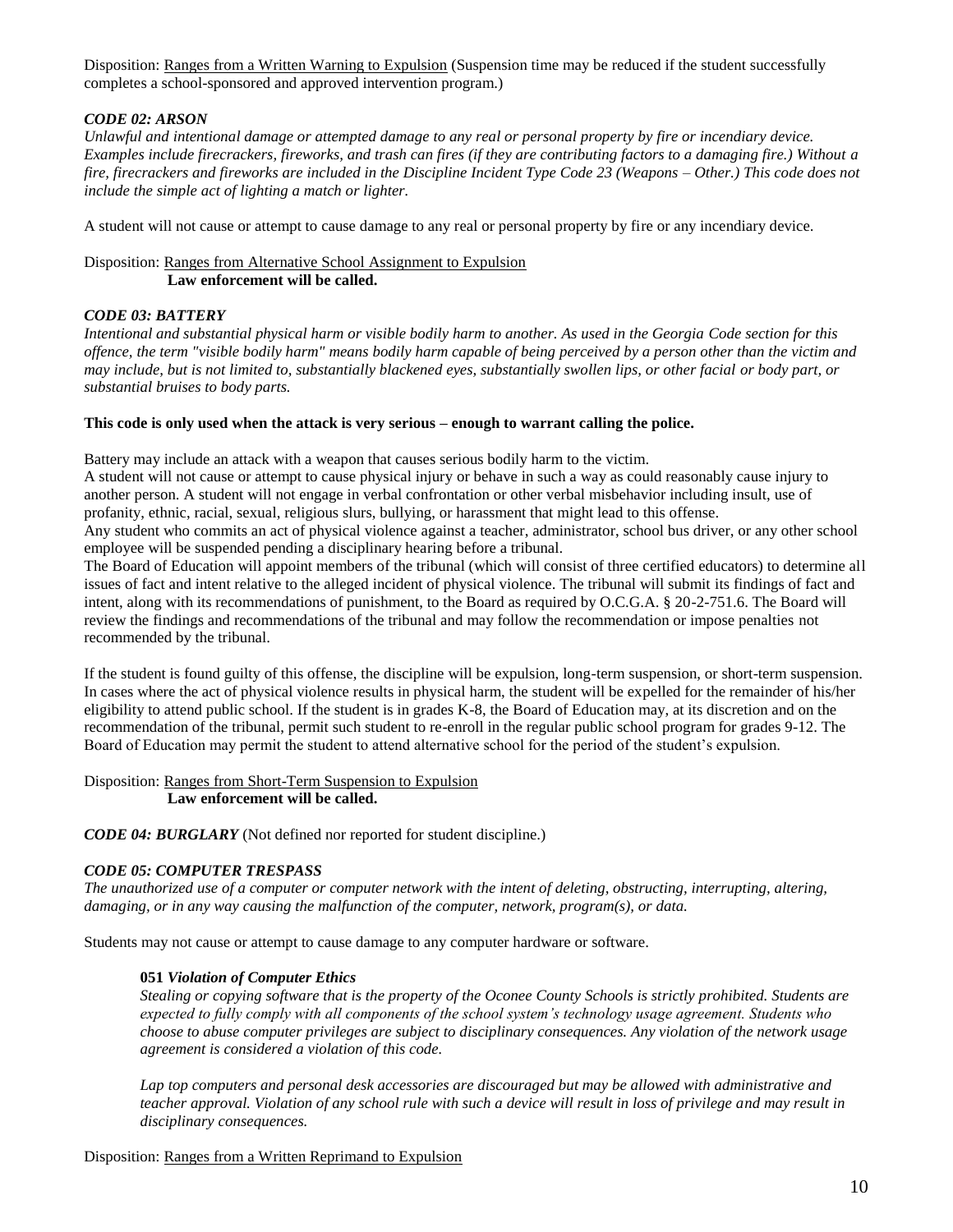Disposition: <u>Ranges from a Written Warning to Expulsion</u> (Suspension time may be reduced if the student successfully completes a school-sponsored and approved intervention program.)

### *CODE 02: ARSON*

*Unlawful and intentional damage or attempted damage to any real or personal property by fire or incendiary device. Examples include firecrackers, fireworks, and trash can fires (if they are contributing factors to a damaging fire.) Without a fire, firecrackers and fireworks are included in the Discipline Incident Type Code 23 (Weapons – Other.) This code does not include the simple act of lighting a match or lighter.*

A student will not cause or attempt to cause damage to any real or personal property by fire or any incendiary device.

Disposition: <u>Ranges from Alternative School Assignment to Expulsion</u>
**Law enforcement will be called.**

### *CODE 03: BATTERY*

*Intentional and substantial physical harm or visible bodily harm to another. As used in the Georgia Code section for this offence, the term "visible bodily harm" means bodily harm capable of being perceived by a person other than the victim and may include, but is not limited to, substantially blackened eyes, substantially swollen lips, or other facial or body part, or substantial bruises to body parts.*

**This code is only used when the attack is very serious – enough to warrant calling the police.**

Battery may include an attack with a weapon that causes serious bodily harm to the victim.
A student will not cause or attempt to cause physical injury or behave in such a way as could reasonably cause injury to another person. A student will not engage in verbal confrontation or other verbal misbehavior including insult, use of profanity, ethnic, racial, sexual, religious slurs, bullying, or harassment that might lead to this offense.
Any student who commits an act of physical violence against a teacher, administrator, school bus driver, or any other school employee will be suspended pending a disciplinary hearing before a tribunal.
The Board of Education will appoint members of the tribunal (which will consist of three certified educators) to determine all issues of fact and intent relative to the alleged incident of physical violence. The tribunal will submit its findings of fact and intent, along with its recommendations of punishment, to the Board as required by O.C.G.A. § 20-2-751.6. The Board will review the findings and recommendations of the tribunal and may follow the recommendation or impose penalties not recommended by the tribunal.

If the student is found guilty of this offense, the discipline will be expulsion, long-term suspension, or short-term suspension. In cases where the act of physical violence results in physical harm, the student will be expelled for the remainder of his/her eligibility to attend public school. If the student is in grades K-8, the Board of Education may, at its discretion and on the recommendation of the tribunal, permit such student to re-enroll in the regular public school program for grades 9-12. The Board of Education may permit the student to attend alternative school for the period of the student's expulsion.

Disposition: <u>Ranges from Short-Term Suspension to Expulsion</u>
**Law enforcement will be called.**

***CODE 04: BURGLARY*** (Not defined nor reported for student discipline.)

### *CODE 05: COMPUTER TRESPASS*

*The unauthorized use of a computer or computer network with the intent of deleting, obstructing, interrupting, altering, damaging, or in any way causing the malfunction of the computer, network, program(s), or data.*

Students may not cause or attempt to cause damage to any computer hardware or software.

**051** ***Violation of Computer Ethics***

*Stealing or copying software that is the property of the Oconee County Schools is strictly prohibited. Students are expected to fully comply with all components of the school system's technology usage agreement. Students who choose to abuse computer privileges are subject to disciplinary consequences. Any violation of the network usage agreement is considered a violation of this code.*

*Lap top computers and personal desk accessories are discouraged but may be allowed with administrative and teacher approval. Violation of any school rule with such a device will result in loss of privilege and may result in disciplinary consequences.*

Disposition: <u>Ranges from a Written Reprimand to Expulsion</u>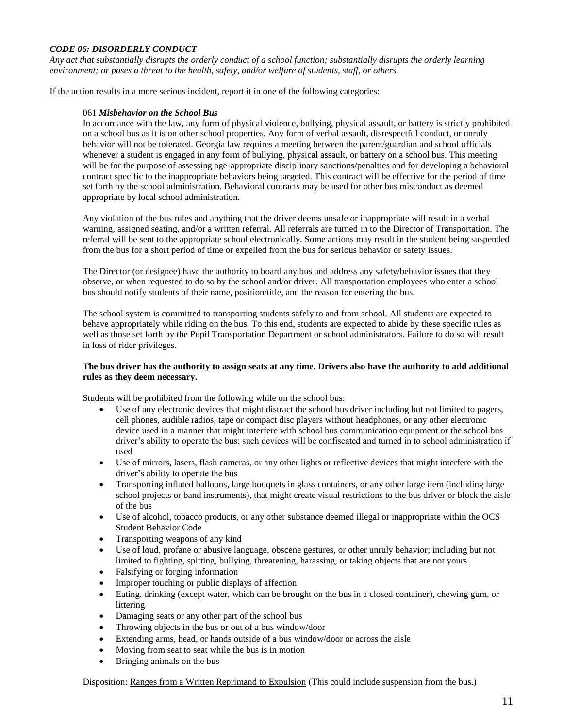***CODE 06: DISORDERLY CONDUCT***

*Any act that substantially disrupts the orderly conduct of a school function; substantially disrupts the orderly learning environment; or poses a threat to the health, safety, and/or welfare of students, staff, or others.*

If the action results in a more serious incident, report it in one of the following categories:

061 ***Misbehavior on the School Bus***

In accordance with the law, any form of physical violence, bullying, physical assault, or battery is strictly prohibited on a school bus as it is on other school properties. Any form of verbal assault, disrespectful conduct, or unruly behavior will not be tolerated. Georgia law requires a meeting between the parent/guardian and school officials whenever a student is engaged in any form of bullying, physical assault, or battery on a school bus. This meeting will be for the purpose of assessing age-appropriate disciplinary sanctions/penalties and for developing a behavioral contract specific to the inappropriate behaviors being targeted. This contract will be effective for the period of time set forth by the school administration. Behavioral contracts may be used for other bus misconduct as deemed appropriate by local school administration.

Any violation of the bus rules and anything that the driver deems unsafe or inappropriate will result in a verbal warning, assigned seating, and/or a written referral. All referrals are turned in to the Director of Transportation. The referral will be sent to the appropriate school electronically. Some actions may result in the student being suspended from the bus for a short period of time or expelled from the bus for serious behavior or safety issues.

The Director (or designee) have the authority to board any bus and address any safety/behavior issues that they observe, or when requested to do so by the school and/or driver. All transportation employees who enter a school bus should notify students of their name, position/title, and the reason for entering the bus.

The school system is committed to transporting students safely to and from school. All students are expected to behave appropriately while riding on the bus. To this end, students are expected to abide by these specific rules as well as those set forth by the Pupil Transportation Department or school administrators. Failure to do so will result in loss of rider privileges.

**The bus driver has the authority to assign seats at any time. Drivers also have the authority to add additional rules as they deem necessary.**

Students will be prohibited from the following while on the school bus:

- Use of any electronic devices that might distract the school bus driver including but not limited to pagers, cell phones, audible radios, tape or compact disc players without headphones, or any other electronic device used in a manner that might interfere with school bus communication equipment or the school bus driver's ability to operate the bus; such devices will be confiscated and turned in to school administration if used
- Use of mirrors, lasers, flash cameras, or any other lights or reflective devices that might interfere with the driver's ability to operate the bus
- Transporting inflated balloons, large bouquets in glass containers, or any other large item (including large school projects or band instruments), that might create visual restrictions to the bus driver or block the aisle of the bus
- Use of alcohol, tobacco products, or any other substance deemed illegal or inappropriate within the OCS Student Behavior Code
- Transporting weapons of any kind
- Use of loud, profane or abusive language, obscene gestures, or other unruly behavior; including but not limited to fighting, spitting, bullying, threatening, harassing, or taking objects that are not yours
- Falsifying or forging information
- Improper touching or public displays of affection
- Eating, drinking (except water, which can be brought on the bus in a closed container), chewing gum, or littering
- Damaging seats or any other part of the school bus
- Throwing objects in the bus or out of a bus window/door
- Extending arms, head, or hands outside of a bus window/door or across the aisle
- Moving from seat to seat while the bus is in motion
- Bringing animals on the bus

Disposition: <u>Ranges from a Written Reprimand to Expulsion</u> (This could include suspension from the bus.)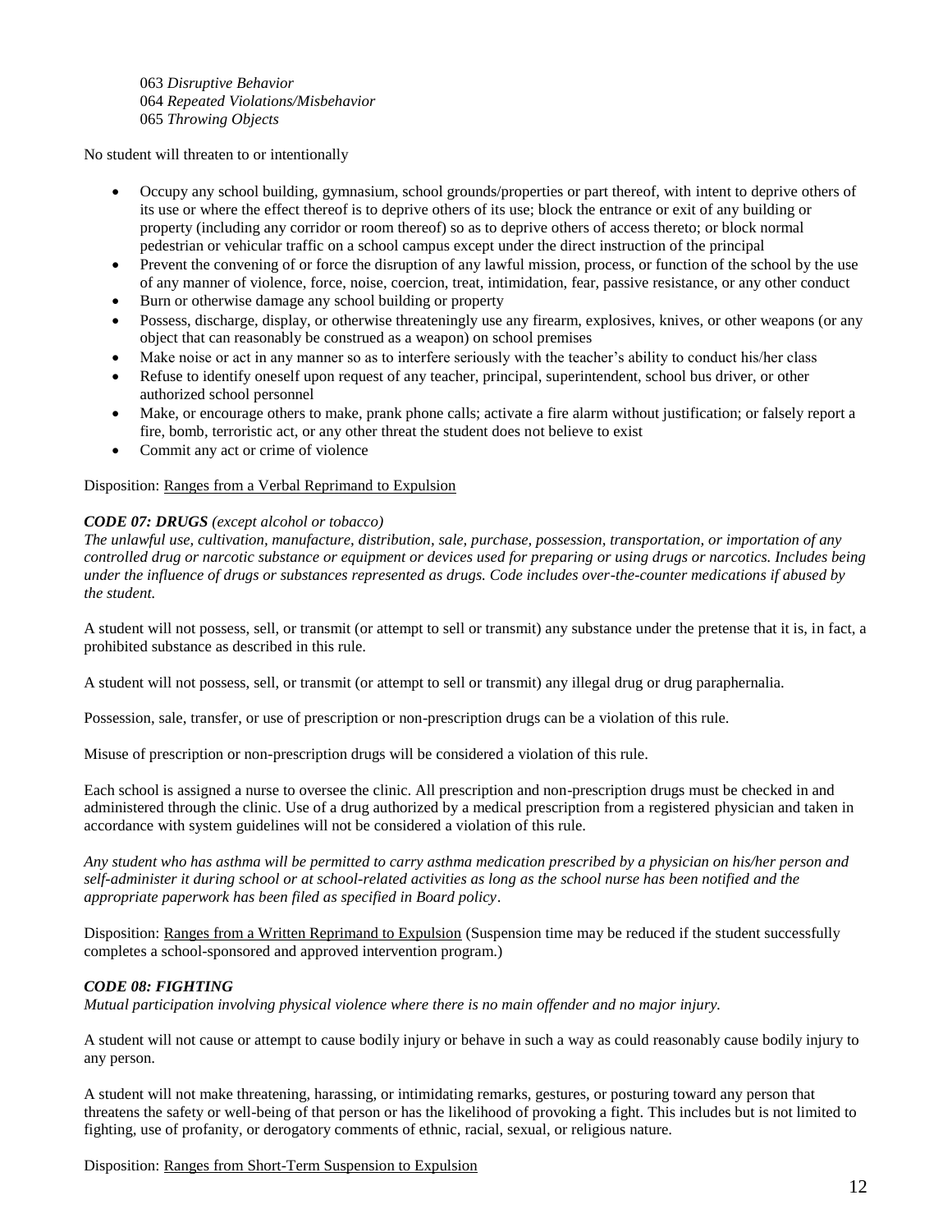063 *Disruptive Behavior*
064 *Repeated Violations/Misbehavior*
065 *Throwing Objects*

No student will threaten to or intentionally

- Occupy any school building, gymnasium, school grounds/properties or part thereof, with intent to deprive others of its use or where the effect thereof is to deprive others of its use; block the entrance or exit of any building or property (including any corridor or room thereof) so as to deprive others of access thereto; or block normal pedestrian or vehicular traffic on a school campus except under the direct instruction of the principal
- Prevent the convening of or force the disruption of any lawful mission, process, or function of the school by the use of any manner of violence, force, noise, coercion, treat, intimidation, fear, passive resistance, or any other conduct
- Burn or otherwise damage any school building or property
- Possess, discharge, display, or otherwise threateningly use any firearm, explosives, knives, or other weapons (or any object that can reasonably be construed as a weapon) on school premises
- Make noise or act in any manner so as to interfere seriously with the teacher's ability to conduct his/her class
- Refuse to identify oneself upon request of any teacher, principal, superintendent, school bus driver, or other authorized school personnel
- Make, or encourage others to make, prank phone calls; activate a fire alarm without justification; or falsely report a fire, bomb, terroristic act, or any other threat the student does not believe to exist
- Commit any act or crime of violence

Disposition: Ranges from a Verbal Reprimand to Expulsion

***CODE 07: DRUGS*** *(except alcohol or tobacco)*
*The unlawful use, cultivation, manufacture, distribution, sale, purchase, possession, transportation, or importation of any controlled drug or narcotic substance or equipment or devices used for preparing or using drugs or narcotics. Includes being under the influence of drugs or substances represented as drugs. Code includes over-the-counter medications if abused by the student.*

A student will not possess, sell, or transmit (or attempt to sell or transmit) any substance under the pretense that it is, in fact, a prohibited substance as described in this rule.

A student will not possess, sell, or transmit (or attempt to sell or transmit) any illegal drug or drug paraphernalia.

Possession, sale, transfer, or use of prescription or non-prescription drugs can be a violation of this rule.

Misuse of prescription or non-prescription drugs will be considered a violation of this rule.

Each school is assigned a nurse to oversee the clinic. All prescription and non-prescription drugs must be checked in and administered through the clinic. Use of a drug authorized by a medical prescription from a registered physician and taken in accordance with system guidelines will not be considered a violation of this rule.

*Any student who has asthma will be permitted to carry asthma medication prescribed by a physician on his/her person and self-administer it during school or at school-related activities as long as the school nurse has been notified and the appropriate paperwork has been filed as specified in Board policy*.

Disposition: Ranges from a Written Reprimand to Expulsion (Suspension time may be reduced if the student successfully completes a school-sponsored and approved intervention program.)

***CODE 08: FIGHTING***
*Mutual participation involving physical violence where there is no main offender and no major injury.*

A student will not cause or attempt to cause bodily injury or behave in such a way as could reasonably cause bodily injury to any person.

A student will not make threatening, harassing, or intimidating remarks, gestures, or posturing toward any person that threatens the safety or well-being of that person or has the likelihood of provoking a fight. This includes but is not limited to fighting, use of profanity, or derogatory comments of ethnic, racial, sexual, or religious nature.

Disposition: Ranges from Short-Term Suspension to Expulsion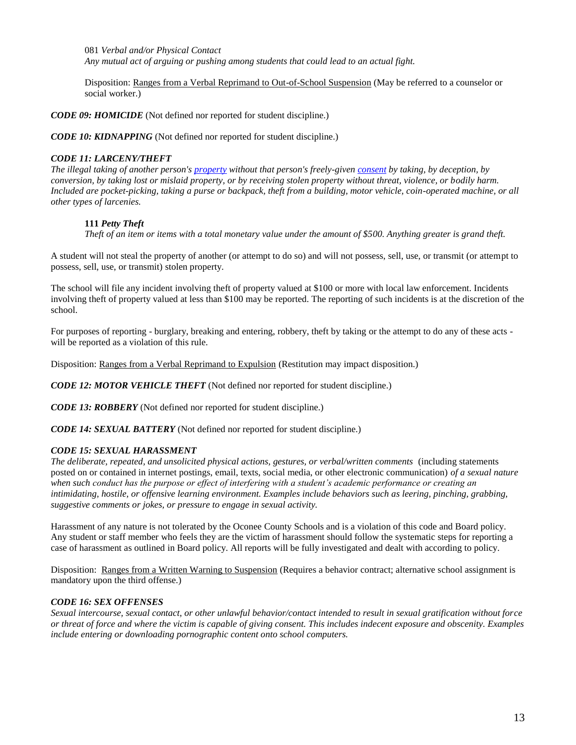081 *Verbal and/or Physical Contact*
*Any mutual act of arguing or pushing among students that could lead to an actual fight.*

Disposition: Ranges from a Verbal Reprimand to Out-of-School Suspension (May be referred to a counselor or social worker.)

***CODE 09: HOMICIDE*** (Not defined nor reported for student discipline.)

***CODE 10: KIDNAPPING*** (Not defined nor reported for student discipline.)

***CODE 11: LARCENY/THEFT***
*The illegal taking of another person's property without that person's freely-given consent by taking, by deception, by conversion, by taking lost or mislaid property, or by receiving stolen property without threat, violence, or bodily harm. Included are pocket-picking, taking a purse or backpack, theft from a building, motor vehicle, coin-operated machine, or all other types of larcenies.*

**111** ***Petty Theft***
*Theft of an item or items with a total monetary value under the amount of $500. Anything greater is grand theft.*

A student will not steal the property of another (or attempt to do so) and will not possess, sell, use, or transmit (or attempt to possess, sell, use, or transmit) stolen property.

The school will file any incident involving theft of property valued at $100 or more with local law enforcement. Incidents involving theft of property valued at less than $100 may be reported. The reporting of such incidents is at the discretion of the school.

For purposes of reporting - burglary, breaking and entering, robbery, theft by taking or the attempt to do any of these acts - will be reported as a violation of this rule.

Disposition: Ranges from a Verbal Reprimand to Expulsion (Restitution may impact disposition.)

***CODE 12: MOTOR VEHICLE THEFT*** (Not defined nor reported for student discipline.)

***CODE 13: ROBBERY*** (Not defined nor reported for student discipline.)

***CODE 14: SEXUAL BATTERY*** (Not defined nor reported for student discipline.)

***CODE 15: SEXUAL HARASSMENT***
*The deliberate, repeated, and unsolicited physical actions, gestures, or verbal/written comments* (including statements posted on or contained in internet postings, email, texts, social media, or other electronic communication) *of a sexual nature when such conduct has the purpose or effect of interfering with a student's academic performance or creating an intimidating, hostile, or offensive learning environment. Examples include behaviors such as leering, pinching, grabbing, suggestive comments or jokes, or pressure to engage in sexual activity.*

Harassment of any nature is not tolerated by the Oconee County Schools and is a violation of this code and Board policy. Any student or staff member who feels they are the victim of harassment should follow the systematic steps for reporting a case of harassment as outlined in Board policy. All reports will be fully investigated and dealt with according to policy.

Disposition: Ranges from a Written Warning to Suspension (Requires a behavior contract; alternative school assignment is mandatory upon the third offense.)

***CODE 16: SEX OFFENSES***
*Sexual intercourse, sexual contact, or other unlawful behavior/contact intended to result in sexual gratification without force or threat of force and where the victim is capable of giving consent. This includes indecent exposure and obscenity. Examples include entering or downloading pornographic content onto school computers.*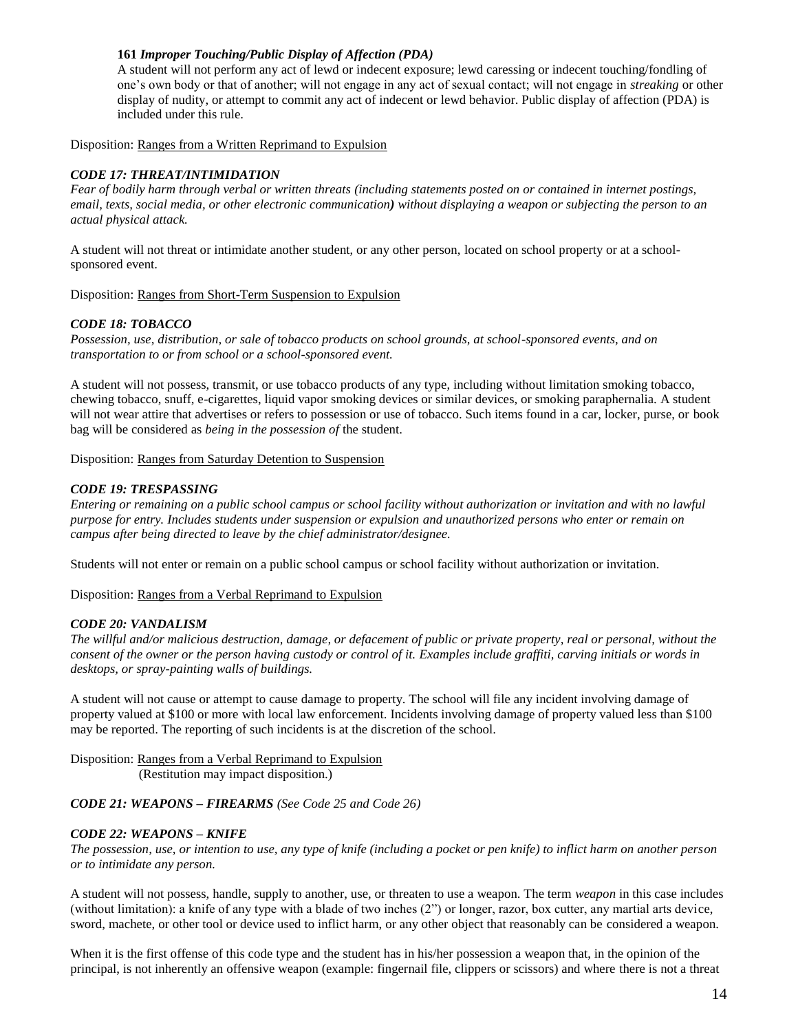**161** ***Improper Touching/Public Display of Affection (PDA)***

A student will not perform any act of lewd or indecent exposure; lewd caressing or indecent touching/fondling of one's own body or that of another; will not engage in any act of sexual contact; will not engage in *streaking* or other display of nudity, or attempt to commit any act of indecent or lewd behavior. Public display of affection (PDA) is included under this rule.

Disposition: Ranges from a Written Reprimand to Expulsion

### *CODE 17: THREAT/INTIMIDATION*

*Fear of bodily harm through verbal or written threats (including statements posted on or contained in internet postings, email, texts, social media, or other electronic communication**)** without displaying a weapon or subjecting the person to an actual physical attack.*

A student will not threat or intimidate another student, or any other person, located on school property or at a school-sponsored event.

Disposition: Ranges from Short-Term Suspension to Expulsion

### *CODE 18: TOBACCO*

*Possession, use, distribution, or sale of tobacco products on school grounds, at school-sponsored events, and on transportation to or from school or a school-sponsored event.*

A student will not possess, transmit, or use tobacco products of any type, including without limitation smoking tobacco, chewing tobacco, snuff, e-cigarettes, liquid vapor smoking devices or similar devices, or smoking paraphernalia. A student will not wear attire that advertises or refers to possession or use of tobacco. Such items found in a car, locker, purse, or book bag will be considered as *being in the possession of* the student.

Disposition: Ranges from Saturday Detention to Suspension

### *CODE 19: TRESPASSING*

*Entering or remaining on a public school campus or school facility without authorization or invitation and with no lawful purpose for entry. Includes students under suspension or expulsion and unauthorized persons who enter or remain on campus after being directed to leave by the chief administrator/designee.*

Students will not enter or remain on a public school campus or school facility without authorization or invitation.

Disposition: Ranges from a Verbal Reprimand to Expulsion

### *CODE 20: VANDALISM*

*The willful and/or malicious destruction, damage, or defacement of public or private property, real or personal, without the consent of the owner or the person having custody or control of it. Examples include graffiti, carving initials or words in desktops, or spray-painting walls of buildings.*

A student will not cause or attempt to cause damage to property. The school will file any incident involving damage of property valued at $100 or more with local law enforcement. Incidents involving damage of property valued less than $100 may be reported. The reporting of such incidents is at the discretion of the school.

Disposition: Ranges from a Verbal Reprimand to Expulsion
(Restitution may impact disposition.)

### *CODE 21: WEAPONS – FIREARMS (See Code 25 and Code 26)*

### *CODE 22: WEAPONS – KNIFE*

*The possession, use, or intention to use, any type of knife (including a pocket or pen knife) to inflict harm on another person or to intimidate any person.*

A student will not possess, handle, supply to another, use, or threaten to use a weapon. The term *weapon* in this case includes (without limitation): a knife of any type with a blade of two inches (2") or longer, razor, box cutter, any martial arts device, sword, machete, or other tool or device used to inflict harm, or any other object that reasonably can be considered a weapon.

When it is the first offense of this code type and the student has in his/her possession a weapon that, in the opinion of the principal, is not inherently an offensive weapon (example: fingernail file, clippers or scissors) and where there is not a threat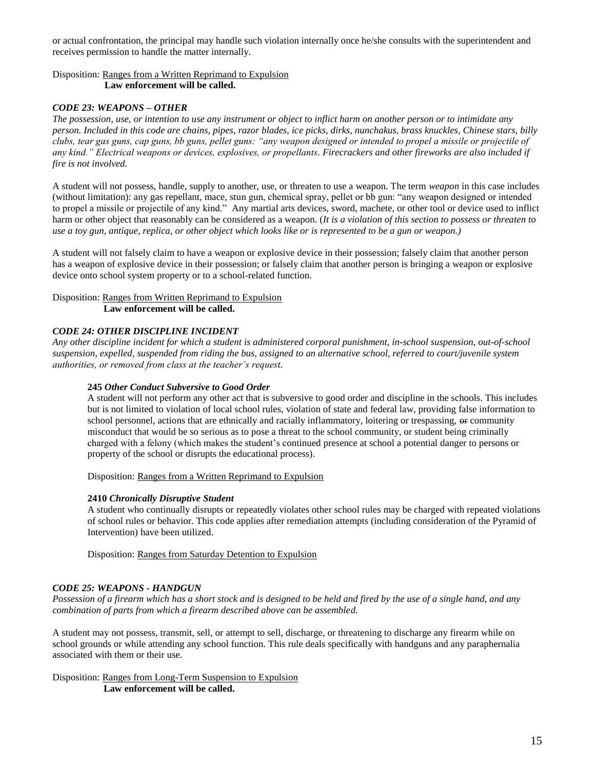or actual confrontation, the principal may handle such violation internally once he/she consults with the superintendent and receives permission to handle the matter internally.

Disposition: Ranges from a Written Reprimand to Expulsion
**Law enforcement will be called.**

***CODE 23: WEAPONS – OTHER***

*The possession, use, or intention to use any instrument or object to inflict harm on another person or to intimidate any person. Included in this code are chains, pipes, razor blades, ice picks, dirks, nunchakus, brass knuckles, Chinese stars, billy clubs, tear gas guns, cap guns, bb guns, pellet guns: "any weapon designed or intended to propel a missile or projectile of any kind." Electrical weapons or devices, explosives, or propellants. Firecrackers and other fireworks are also included if fire is not involved.*

A student will not possess, handle, supply to another, use, or threaten to use a weapon. The term *weapon* in this case includes (without limitation): any gas repellant, mace, stun gun, chemical spray, pellet or bb gun: "any weapon designed or intended to propel a missile or projectile of any kind." Any martial arts devices, sword, machete, or other tool or device used to inflict harm or other object that reasonably can be considered as a weapon. (*It is a violation of this section to possess or threaten to use a toy gun, antique, replica, or other object which looks like or is represented to be a gun or weapon.)*

A student will not falsely claim to have a weapon or explosive device in their possession; falsely claim that another person has a weapon of explosive device in their possession; or falsely claim that another person is bringing a weapon or explosive device onto school system property or to a school-related function.

Disposition: Ranges from Written Reprimand to Expulsion
**Law enforcement will be called.**

***CODE 24: OTHER DISCIPLINE INCIDENT***

*Any other discipline incident for which a student is administered corporal punishment, in-school suspension, out-of-school suspension, expelled, suspended from riding the bus, assigned to an alternative school, referred to court/juvenile system authorities, or removed from class at the teacher's request.*

**245** ***Other Conduct Subversive to Good Order***

A student will not perform any other act that is subversive to good order and discipline in the schools. This includes but is not limited to violation of local school rules, violation of state and federal law, providing false information to school personnel, actions that are ethnically and racially inflammatory, loitering or trespassing, ~~or~~ community misconduct that would be so serious as to pose a threat to the school community, or student being criminally charged with a felony (which makes the student's continued presence at school a potential danger to persons or property of the school or disrupts the educational process).

Disposition: Ranges from a Written Reprimand to Expulsion

**2410** ***Chronically Disruptive Student***

A student who continually disrupts or repeatedly violates other school rules may be charged with repeated violations of school rules or behavior. This code applies after remediation attempts (including consideration of the Pyramid of Intervention) have been utilized.

Disposition: Ranges from Saturday Detention to Expulsion

***CODE 25: WEAPONS - HANDGUN***

*Possession of a firearm which has a short stock and is designed to be held and fired by the use of a single hand, and any combination of parts from which a firearm described above can be assembled.*

A student may not possess, transmit, sell, or attempt to sell, discharge, or threatening to discharge any firearm while on school grounds or while attending any school function. This rule deals specifically with handguns and any paraphernalia associated with them or their use.

Disposition: Ranges from Long-Term Suspension to Expulsion
**Law enforcement will be called.**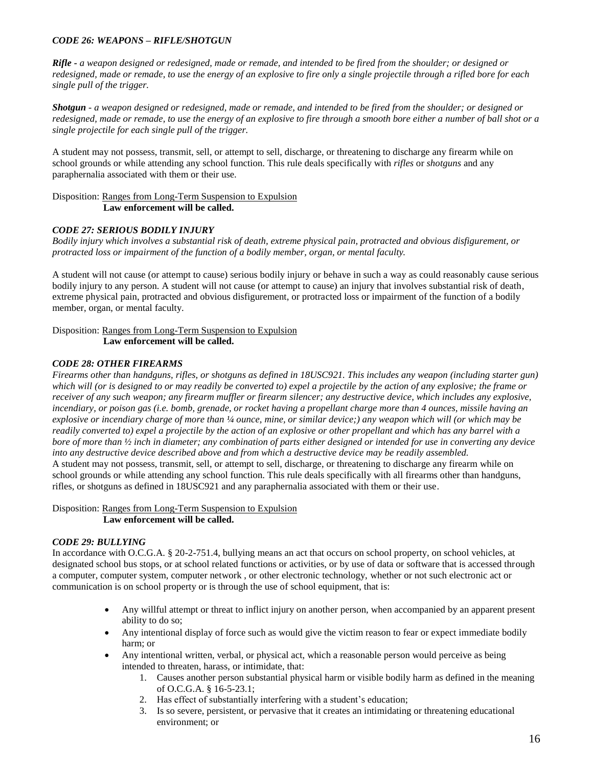### *CODE 26: WEAPONS – RIFLE/SHOTGUN*

***Rifle*** *- a weapon designed or redesigned, made or remade, and intended to be fired from the shoulder; or designed or redesigned, made or remade, to use the energy of an explosive to fire only a single projectile through a rifled bore for each single pull of the trigger.*

***Shotgun*** *- a weapon designed or redesigned, made or remade, and intended to be fired from the shoulder; or designed or redesigned, made or remade, to use the energy of an explosive to fire through a smooth bore either a number of ball shot or a single projectile for each single pull of the trigger.*

A student may not possess, transmit, sell, or attempt to sell, discharge, or threatening to discharge any firearm while on school grounds or while attending any school function. This rule deals specifically with *rifles* or *shotguns* and any paraphernalia associated with them or their use.

Disposition: Ranges from Long-Term Suspension to Expulsion
**Law enforcement will be called.**

### *CODE 27: SERIOUS BODILY INJURY*

*Bodily injury which involves a substantial risk of death, extreme physical pain, protracted and obvious disfigurement, or protracted loss or impairment of the function of a bodily member, organ, or mental faculty.*

A student will not cause (or attempt to cause) serious bodily injury or behave in such a way as could reasonably cause serious bodily injury to any person. A student will not cause (or attempt to cause) an injury that involves substantial risk of death, extreme physical pain, protracted and obvious disfigurement, or protracted loss or impairment of the function of a bodily member, organ, or mental faculty.

Disposition: Ranges from Long-Term Suspension to Expulsion
**Law enforcement will be called.**

### *CODE 28: OTHER FIREARMS*

*Firearms other than handguns, rifles, or shotguns as defined in 18USC921. This includes any weapon (including starter gun) which will (or is designed to or may readily be converted to) expel a projectile by the action of any explosive; the frame or receiver of any such weapon; any firearm muffler or firearm silencer; any destructive device, which includes any explosive, incendiary, or poison gas (i.e. bomb, grenade, or rocket having a propellant charge more than 4 ounces, missile having an explosive or incendiary charge of more than ¼ ounce, mine, or similar device;) any weapon which will (or which may be readily converted to) expel a projectile by the action of an explosive or other propellant and which has any barrel with a bore of more than ½ inch in diameter; any combination of parts either designed or intended for use in converting any device into any destructive device described above and from which a destructive device may be readily assembled.*

A student may not possess, transmit, sell, or attempt to sell, discharge, or threatening to discharge any firearm while on school grounds or while attending any school function. This rule deals specifically with all firearms other than handguns, rifles, or shotguns as defined in 18USC921 and any paraphernalia associated with them or their use.

Disposition: Ranges from Long-Term Suspension to Expulsion
**Law enforcement will be called.**

### *CODE 29: BULLYING*

In accordance with O.C.G.A. § 20-2-751.4, bullying means an act that occurs on school property, on school vehicles, at designated school bus stops, or at school related functions or activities, or by use of data or software that is accessed through a computer, computer system, computer network , or other electronic technology, whether or not such electronic act or communication is on school property or is through the use of school equipment, that is:

- Any willful attempt or threat to inflict injury on another person, when accompanied by an apparent present ability to do so;
- Any intentional display of force such as would give the victim reason to fear or expect immediate bodily harm; or
- Any intentional written, verbal, or physical act, which a reasonable person would perceive as being intended to threaten, harass, or intimidate, that:
    1. Causes another person substantial physical harm or visible bodily harm as defined in the meaning of O.C.G.A. § 16-5-23.1;
    2. Has effect of substantially interfering with a student's education;
    3. Is so severe, persistent, or pervasive that it creates an intimidating or threatening educational environment; or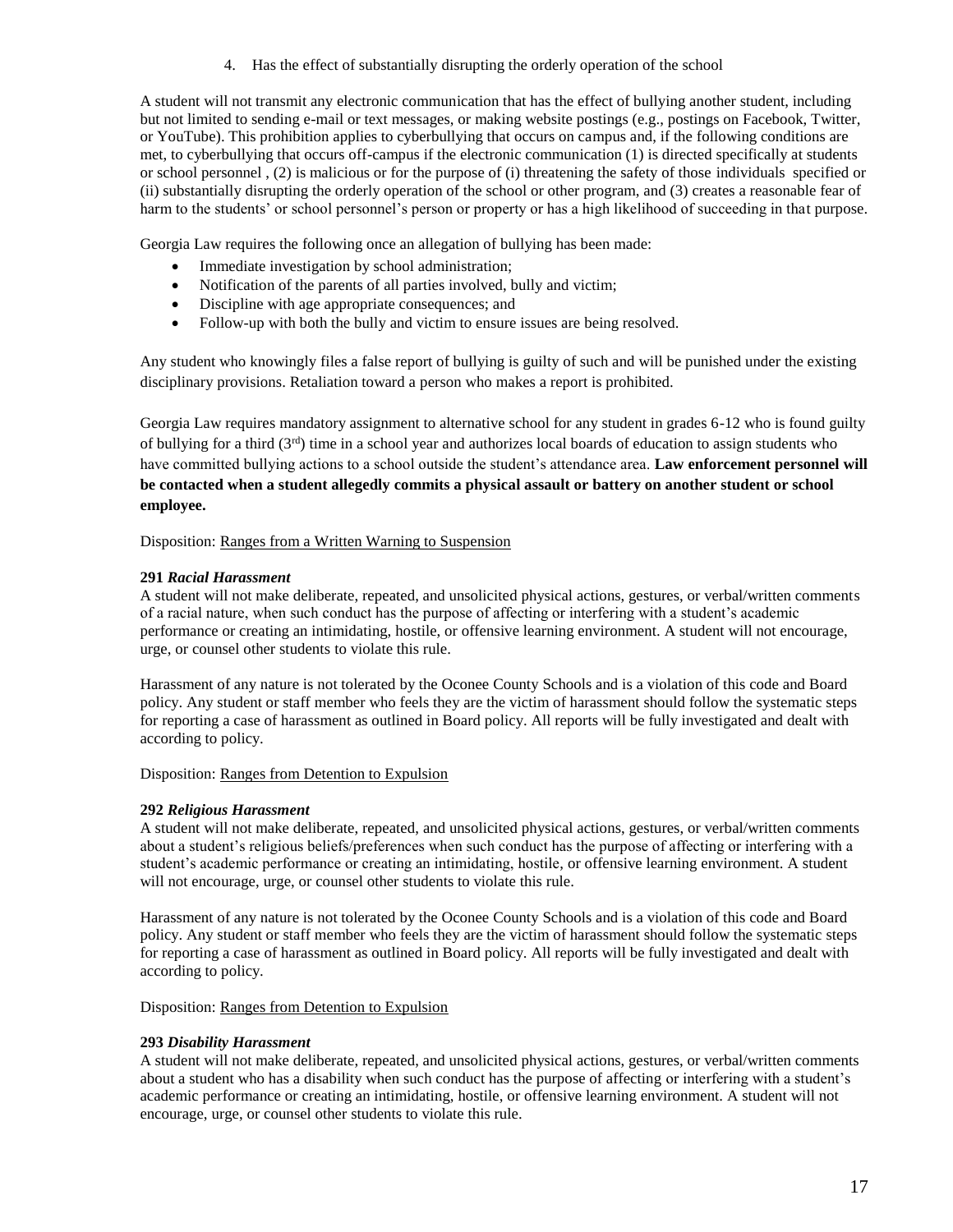4. Has the effect of substantially disrupting the orderly operation of the school

A student will not transmit any electronic communication that has the effect of bullying another student, including but not limited to sending e-mail or text messages, or making website postings (e.g., postings on Facebook, Twitter, or YouTube). This prohibition applies to cyberbullying that occurs on campus and, if the following conditions are met, to cyberbullying that occurs off-campus if the electronic communication (1) is directed specifically at students or school personnel , (2) is malicious or for the purpose of (i) threatening the safety of those individuals specified or (ii) substantially disrupting the orderly operation of the school or other program, and (3) creates a reasonable fear of harm to the students' or school personnel's person or property or has a high likelihood of succeeding in that purpose.

Georgia Law requires the following once an allegation of bullying has been made:

- Immediate investigation by school administration;
- Notification of the parents of all parties involved, bully and victim;
- Discipline with age appropriate consequences; and
- Follow-up with both the bully and victim to ensure issues are being resolved.

Any student who knowingly files a false report of bullying is guilty of such and will be punished under the existing disciplinary provisions. Retaliation toward a person who makes a report is prohibited.

Georgia Law requires mandatory assignment to alternative school for any student in grades 6-12 who is found guilty of bullying for a third (3rd) time in a school year and authorizes local boards of education to assign students who have committed bullying actions to a school outside the student's attendance area. **Law enforcement personnel will be contacted when a student allegedly commits a physical assault or battery on another student or school employee.**

Disposition: Ranges from a Written Warning to Suspension

**291** ***Racial Harassment***

A student will not make deliberate, repeated, and unsolicited physical actions, gestures, or verbal/written comments of a racial nature, when such conduct has the purpose of affecting or interfering with a student's academic performance or creating an intimidating, hostile, or offensive learning environment. A student will not encourage, urge, or counsel other students to violate this rule.

Harassment of any nature is not tolerated by the Oconee County Schools and is a violation of this code and Board policy. Any student or staff member who feels they are the victim of harassment should follow the systematic steps for reporting a case of harassment as outlined in Board policy. All reports will be fully investigated and dealt with according to policy.

Disposition: Ranges from Detention to Expulsion

**292** ***Religious Harassment***

A student will not make deliberate, repeated, and unsolicited physical actions, gestures, or verbal/written comments about a student's religious beliefs/preferences when such conduct has the purpose of affecting or interfering with a student's academic performance or creating an intimidating, hostile, or offensive learning environment. A student will not encourage, urge, or counsel other students to violate this rule.

Harassment of any nature is not tolerated by the Oconee County Schools and is a violation of this code and Board policy. Any student or staff member who feels they are the victim of harassment should follow the systematic steps for reporting a case of harassment as outlined in Board policy. All reports will be fully investigated and dealt with according to policy.

Disposition: Ranges from Detention to Expulsion

**293** ***Disability Harassment***

A student will not make deliberate, repeated, and unsolicited physical actions, gestures, or verbal/written comments about a student who has a disability when such conduct has the purpose of affecting or interfering with a student's academic performance or creating an intimidating, hostile, or offensive learning environment. A student will not encourage, urge, or counsel other students to violate this rule.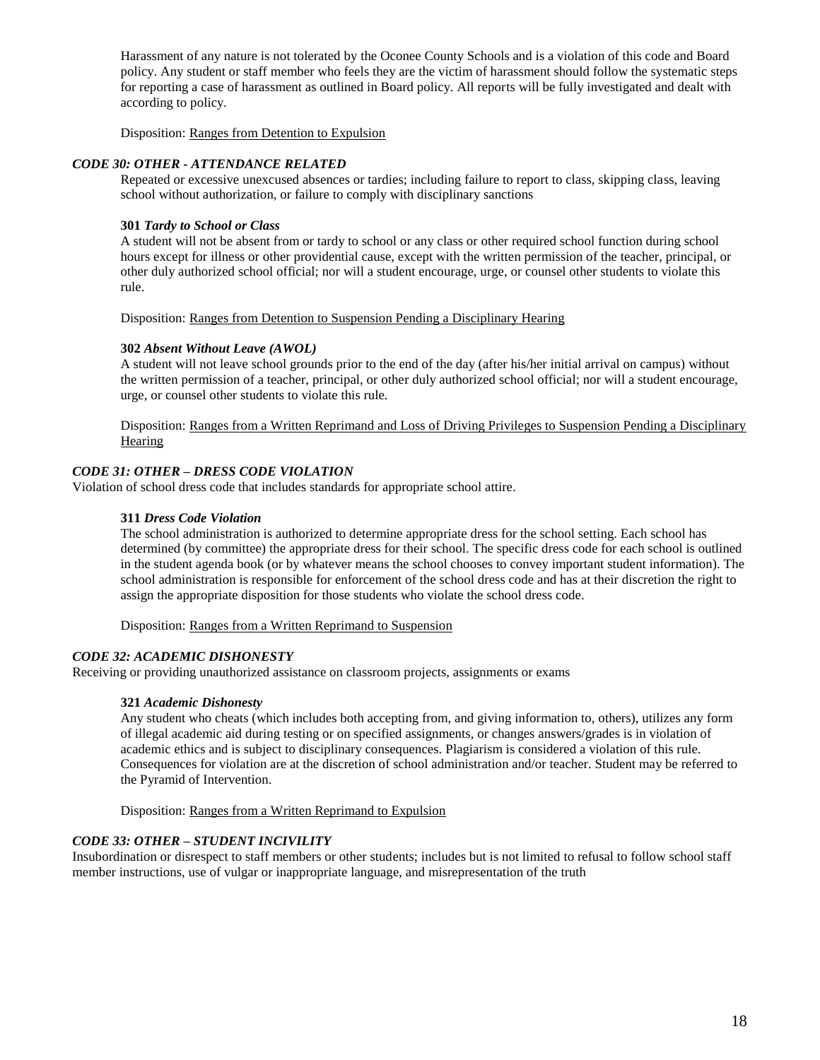Harassment of any nature is not tolerated by the Oconee County Schools and is a violation of this code and Board policy. Any student or staff member who feels they are the victim of harassment should follow the systematic steps for reporting a case of harassment as outlined in Board policy. All reports will be fully investigated and dealt with according to policy.

Disposition: <u>Ranges from Detention to Expulsion</u>

### *CODE 30: OTHER - ATTENDANCE RELATED*

Repeated or excessive unexcused absences or tardies; including failure to report to class, skipping class, leaving school without authorization, or failure to comply with disciplinary sanctions

**301** ***Tardy to School or Class***

A student will not be absent from or tardy to school or any class or other required school function during school hours except for illness or other providential cause, except with the written permission of the teacher, principal, or other duly authorized school official; nor will a student encourage, urge, or counsel other students to violate this rule.

Disposition: <u>Ranges from Detention to Suspension Pending a Disciplinary Hearing</u>

**302** ***Absent Without Leave (AWOL)***

A student will not leave school grounds prior to the end of the day (after his/her initial arrival on campus) without the written permission of a teacher, principal, or other duly authorized school official; nor will a student encourage, urge, or counsel other students to violate this rule.

Disposition: <u>Ranges from a Written Reprimand and Loss of Driving Privileges to Suspension Pending a Disciplinary Hearing</u>

### *CODE 31: OTHER – DRESS CODE VIOLATION*

Violation of school dress code that includes standards for appropriate school attire.

**311** ***Dress Code Violation***

The school administration is authorized to determine appropriate dress for the school setting. Each school has determined (by committee) the appropriate dress for their school. The specific dress code for each school is outlined in the student agenda book (or by whatever means the school chooses to convey important student information). The school administration is responsible for enforcement of the school dress code and has at their discretion the right to assign the appropriate disposition for those students who violate the school dress code.

Disposition: <u>Ranges from a Written Reprimand to Suspension</u>

### *CODE 32: ACADEMIC DISHONESTY*

Receiving or providing unauthorized assistance on classroom projects, assignments or exams

**321** ***Academic Dishonesty***

Any student who cheats (which includes both accepting from, and giving information to, others), utilizes any form of illegal academic aid during testing or on specified assignments, or changes answers/grades is in violation of academic ethics and is subject to disciplinary consequences. Plagiarism is considered a violation of this rule. Consequences for violation are at the discretion of school administration and/or teacher. Student may be referred to the Pyramid of Intervention.

Disposition: <u>Ranges from a Written Reprimand to Expulsion</u>

### *CODE 33: OTHER – STUDENT INCIVILITY*

Insubordination or disrespect to staff members or other students; includes but is not limited to refusal to follow school staff member instructions, use of vulgar or inappropriate language, and misrepresentation of the truth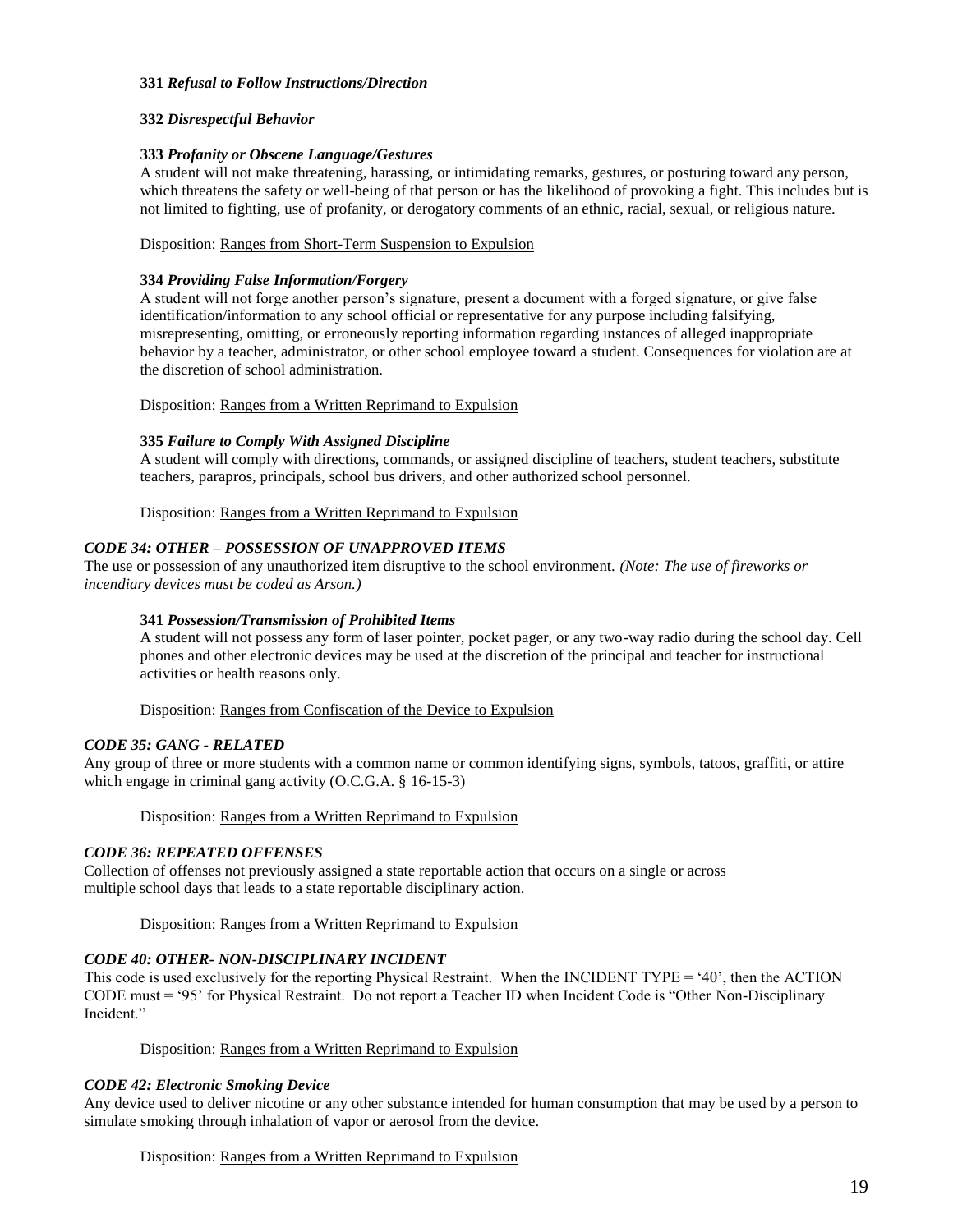**331** ***Refusal to Follow Instructions/Direction***

**332** ***Disrespectful Behavior***

**333** ***Profanity or Obscene Language/Gestures***

A student will not make threatening, harassing, or intimidating remarks, gestures, or posturing toward any person, which threatens the safety or well-being of that person or has the likelihood of provoking a fight. This includes but is not limited to fighting, use of profanity, or derogatory comments of an ethnic, racial, sexual, or religious nature.

Disposition: Ranges from Short-Term Suspension to Expulsion

**334** ***Providing False Information/Forgery***

A student will not forge another person's signature, present a document with a forged signature, or give false identification/information to any school official or representative for any purpose including falsifying, misrepresenting, omitting, or erroneously reporting information regarding instances of alleged inappropriate behavior by a teacher, administrator, or other school employee toward a student. Consequences for violation are at the discretion of school administration.

Disposition: Ranges from a Written Reprimand to Expulsion

**335** ***Failure to Comply With Assigned Discipline***

A student will comply with directions, commands, or assigned discipline of teachers, student teachers, substitute teachers, parapros, principals, school bus drivers, and other authorized school personnel.

Disposition: Ranges from a Written Reprimand to Expulsion

***CODE 34: OTHER – POSSESSION OF UNAPPROVED ITEMS***

The use or possession of any unauthorized item disruptive to the school environment. *(Note: The use of fireworks or incendiary devices must be coded as Arson.)*

**341** ***Possession/Transmission of Prohibited Items***

A student will not possess any form of laser pointer, pocket pager, or any two-way radio during the school day. Cell phones and other electronic devices may be used at the discretion of the principal and teacher for instructional activities or health reasons only.

Disposition: Ranges from Confiscation of the Device to Expulsion

***CODE 35: GANG - RELATED***

Any group of three or more students with a common name or common identifying signs, symbols, tatoos, graffiti, or attire which engage in criminal gang activity (O.C.G.A. § 16-15-3)

Disposition: Ranges from a Written Reprimand to Expulsion

***CODE 36: REPEATED OFFENSES***

Collection of offenses not previously assigned a state reportable action that occurs on a single or across multiple school days that leads to a state reportable disciplinary action.

Disposition: Ranges from a Written Reprimand to Expulsion

***CODE 40: OTHER- NON-DISCIPLINARY INCIDENT***

This code is used exclusively for the reporting Physical Restraint. When the INCIDENT TYPE = '40', then the ACTION CODE must = '95' for Physical Restraint. Do not report a Teacher ID when Incident Code is "Other Non-Disciplinary Incident."

Disposition: Ranges from a Written Reprimand to Expulsion

***CODE 42: Electronic Smoking Device***

Any device used to deliver nicotine or any other substance intended for human consumption that may be used by a person to simulate smoking through inhalation of vapor or aerosol from the device.

Disposition: Ranges from a Written Reprimand to Expulsion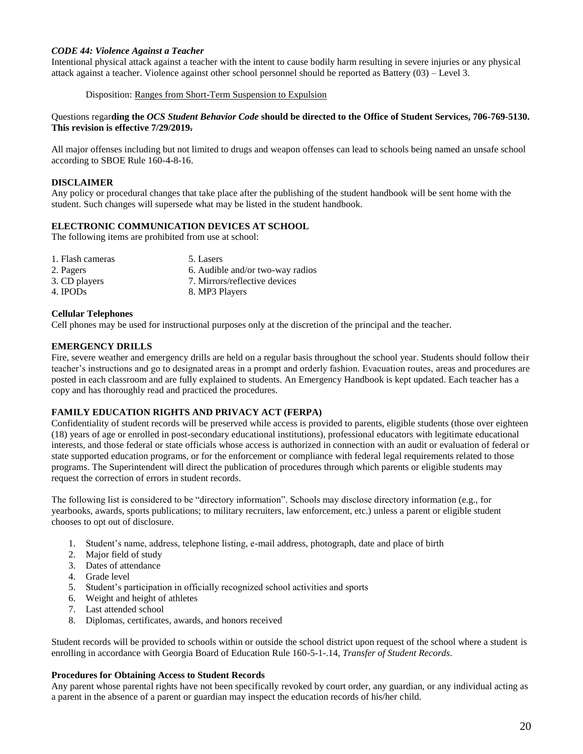***CODE 44: Violence Against a Teacher***

Intentional physical attack against a teacher with the intent to cause bodily harm resulting in severe injuries or any physical attack against a teacher. Violence against other school personnel should be reported as Battery (03) – Level 3.

Disposition: Ranges from Short-Term Suspension to Expulsion

Questions regar**ding the *OCS Student Behavior Code* should be directed to the Office of Student Services, 706-769-5130. This revision is effective 7/29/2019.**

All major offenses including but not limited to drugs and weapon offenses can lead to schools being named an unsafe school according to SBOE Rule 160-4-8-16.

**DISCLAIMER**

Any policy or procedural changes that take place after the publishing of the student handbook will be sent home with the student. Such changes will supersede what may be listed in the student handbook.

**ELECTRONIC COMMUNICATION DEVICES AT SCHOOL**

The following items are prohibited from use at school:

1. Flash cameras
2. Pagers
3. CD players
4. IPODs
5. Lasers
6. Audible and/or two-way radios
7. Mirrors/reflective devices
8. MP3 Players

**Cellular Telephones**

Cell phones may be used for instructional purposes only at the discretion of the principal and the teacher.

**EMERGENCY DRILLS**

Fire, severe weather and emergency drills are held on a regular basis throughout the school year. Students should follow their teacher's instructions and go to designated areas in a prompt and orderly fashion. Evacuation routes, areas and procedures are posted in each classroom and are fully explained to students. An Emergency Handbook is kept updated. Each teacher has a copy and has thoroughly read and practiced the procedures.

**FAMILY EDUCATION RIGHTS AND PRIVACY ACT (FERPA)**

Confidentiality of student records will be preserved while access is provided to parents, eligible students (those over eighteen (18) years of age or enrolled in post-secondary educational institutions), professional educators with legitimate educational interests, and those federal or state officials whose access is authorized in connection with an audit or evaluation of federal or state supported education programs, or for the enforcement or compliance with federal legal requirements related to those programs. The Superintendent will direct the publication of procedures through which parents or eligible students may request the correction of errors in student records.

The following list is considered to be "directory information". Schools may disclose directory information (e.g., for yearbooks, awards, sports publications; to military recruiters, law enforcement, etc.) unless a parent or eligible student chooses to opt out of disclosure.

1. Student's name, address, telephone listing, e-mail address, photograph, date and place of birth
2. Major field of study
3. Dates of attendance
4. Grade level
5. Student's participation in officially recognized school activities and sports
6. Weight and height of athletes
7. Last attended school
8. Diplomas, certificates, awards, and honors received

Student records will be provided to schools within or outside the school district upon request of the school where a student is enrolling in accordance with Georgia Board of Education Rule 160-5-1-.14, *Transfer of Student Records*.

**Procedures for Obtaining Access to Student Records**

Any parent whose parental rights have not been specifically revoked by court order, any guardian, or any individual acting as a parent in the absence of a parent or guardian may inspect the education records of his/her child.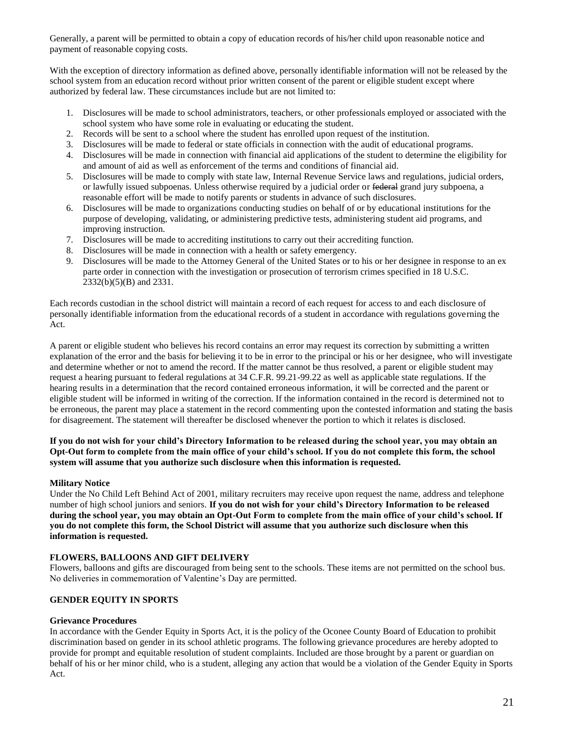Generally, a parent will be permitted to obtain a copy of education records of his/her child upon reasonable notice and payment of reasonable copying costs.

With the exception of directory information as defined above, personally identifiable information will not be released by the school system from an education record without prior written consent of the parent or eligible student except where authorized by federal law. These circumstances include but are not limited to:

1. Disclosures will be made to school administrators, teachers, or other professionals employed or associated with the school system who have some role in evaluating or educating the student.
2. Records will be sent to a school where the student has enrolled upon request of the institution.
3. Disclosures will be made to federal or state officials in connection with the audit of educational programs.
4. Disclosures will be made in connection with financial aid applications of the student to determine the eligibility for and amount of aid as well as enforcement of the terms and conditions of financial aid.
5. Disclosures will be made to comply with state law, Internal Revenue Service laws and regulations, judicial orders, or lawfully issued subpoenas. Unless otherwise required by a judicial order or ~~federal~~ grand jury subpoena, a reasonable effort will be made to notify parents or students in advance of such disclosures.
6. Disclosures will be made to organizations conducting studies on behalf of or by educational institutions for the purpose of developing, validating, or administering predictive tests, administering student aid programs, and improving instruction.
7. Disclosures will be made to accrediting institutions to carry out their accrediting function.
8. Disclosures will be made in connection with a health or safety emergency.
9. Disclosures will be made to the Attorney General of the United States or to his or her designee in response to an ex parte order in connection with the investigation or prosecution of terrorism crimes specified in 18 U.S.C. 2332(b)(5)(B) and 2331.

Each records custodian in the school district will maintain a record of each request for access to and each disclosure of personally identifiable information from the educational records of a student in accordance with regulations governing the Act.

A parent or eligible student who believes his record contains an error may request its correction by submitting a written explanation of the error and the basis for believing it to be in error to the principal or his or her designee, who will investigate and determine whether or not to amend the record. If the matter cannot be thus resolved, a parent or eligible student may request a hearing pursuant to federal regulations at 34 C.F.R. 99.21-99.22 as well as applicable state regulations. If the hearing results in a determination that the record contained erroneous information, it will be corrected and the parent or eligible student will be informed in writing of the correction. If the information contained in the record is determined not to be erroneous, the parent may place a statement in the record commenting upon the contested information and stating the basis for disagreement. The statement will thereafter be disclosed whenever the portion to which it relates is disclosed.

**If you do not wish for your child's Directory Information to be released during the school year, you may obtain an Opt-Out form to complete from the main office of your child's school. If you do not complete this form, the school system will assume that you authorize such disclosure when this information is requested.**

**Military Notice**

Under the No Child Left Behind Act of 2001, military recruiters may receive upon request the name, address and telephone number of high school juniors and seniors. **If you do not wish for your child's Directory Information to be released during the school year, you may obtain an Opt-Out Form to complete from the main office of your child's school. If you do not complete this form, the School District will assume that you authorize such disclosure when this information is requested.**

### FLOWERS, BALLOONS AND GIFT DELIVERY

Flowers, balloons and gifts are discouraged from being sent to the schools. These items are not permitted on the school bus. No deliveries in commemoration of Valentine's Day are permitted.

### GENDER EQUITY IN SPORTS

**Grievance Procedures**

In accordance with the Gender Equity in Sports Act, it is the policy of the Oconee County Board of Education to prohibit discrimination based on gender in its school athletic programs. The following grievance procedures are hereby adopted to provide for prompt and equitable resolution of student complaints. Included are those brought by a parent or guardian on behalf of his or her minor child, who is a student, alleging any action that would be a violation of the Gender Equity in Sports Act.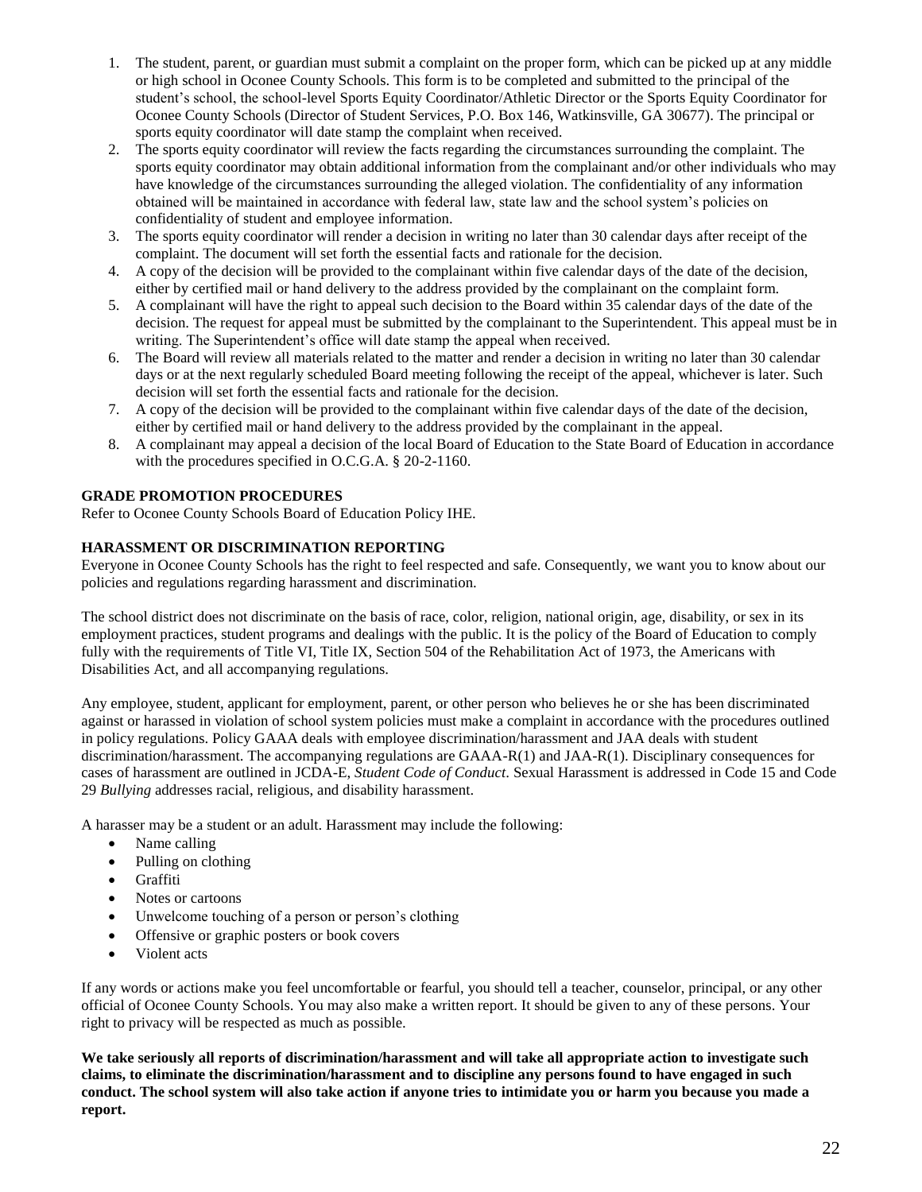1. The student, parent, or guardian must submit a complaint on the proper form, which can be picked up at any middle or high school in Oconee County Schools. This form is to be completed and submitted to the principal of the student's school, the school-level Sports Equity Coordinator/Athletic Director or the Sports Equity Coordinator for Oconee County Schools (Director of Student Services, P.O. Box 146, Watkinsville, GA 30677). The principal or sports equity coordinator will date stamp the complaint when received.
2. The sports equity coordinator will review the facts regarding the circumstances surrounding the complaint. The sports equity coordinator may obtain additional information from the complainant and/or other individuals who may have knowledge of the circumstances surrounding the alleged violation. The confidentiality of any information obtained will be maintained in accordance with federal law, state law and the school system's policies on confidentiality of student and employee information.
3. The sports equity coordinator will render a decision in writing no later than 30 calendar days after receipt of the complaint. The document will set forth the essential facts and rationale for the decision.
4. A copy of the decision will be provided to the complainant within five calendar days of the date of the decision, either by certified mail or hand delivery to the address provided by the complainant on the complaint form.
5. A complainant will have the right to appeal such decision to the Board within 35 calendar days of the date of the decision. The request for appeal must be submitted by the complainant to the Superintendent. This appeal must be in writing. The Superintendent's office will date stamp the appeal when received.
6. The Board will review all materials related to the matter and render a decision in writing no later than 30 calendar days or at the next regularly scheduled Board meeting following the receipt of the appeal, whichever is later. Such decision will set forth the essential facts and rationale for the decision.
7. A copy of the decision will be provided to the complainant within five calendar days of the date of the decision, either by certified mail or hand delivery to the address provided by the complainant in the appeal.
8. A complainant may appeal a decision of the local Board of Education to the State Board of Education in accordance with the procedures specified in O.C.G.A. § 20-2-1160.

**GRADE PROMOTION PROCEDURES**

Refer to Oconee County Schools Board of Education Policy IHE.

**HARASSMENT OR DISCRIMINATION REPORTING**

Everyone in Oconee County Schools has the right to feel respected and safe. Consequently, we want you to know about our policies and regulations regarding harassment and discrimination.

The school district does not discriminate on the basis of race, color, religion, national origin, age, disability, or sex in its employment practices, student programs and dealings with the public. It is the policy of the Board of Education to comply fully with the requirements of Title VI, Title IX, Section 504 of the Rehabilitation Act of 1973, the Americans with Disabilities Act, and all accompanying regulations.

Any employee, student, applicant for employment, parent, or other person who believes he or she has been discriminated against or harassed in violation of school system policies must make a complaint in accordance with the procedures outlined in policy regulations. Policy GAAA deals with employee discrimination/harassment and JAA deals with student discrimination/harassment. The accompanying regulations are GAAA-R(1) and JAA-R(1). Disciplinary consequences for cases of harassment are outlined in JCDA-E, *Student Code of Conduct*. Sexual Harassment is addressed in Code 15 and Code 29 *Bullying* addresses racial, religious, and disability harassment.

A harasser may be a student or an adult. Harassment may include the following:

- Name calling
- Pulling on clothing
- Graffiti
- Notes or cartoons
- Unwelcome touching of a person or person's clothing
- Offensive or graphic posters or book covers
- Violent acts

If any words or actions make you feel uncomfortable or fearful, you should tell a teacher, counselor, principal, or any other official of Oconee County Schools. You may also make a written report. It should be given to any of these persons. Your right to privacy will be respected as much as possible.

**We take seriously all reports of discrimination/harassment and will take all appropriate action to investigate such claims, to eliminate the discrimination/harassment and to discipline any persons found to have engaged in such conduct. The school system will also take action if anyone tries to intimidate you or harm you because you made a report.**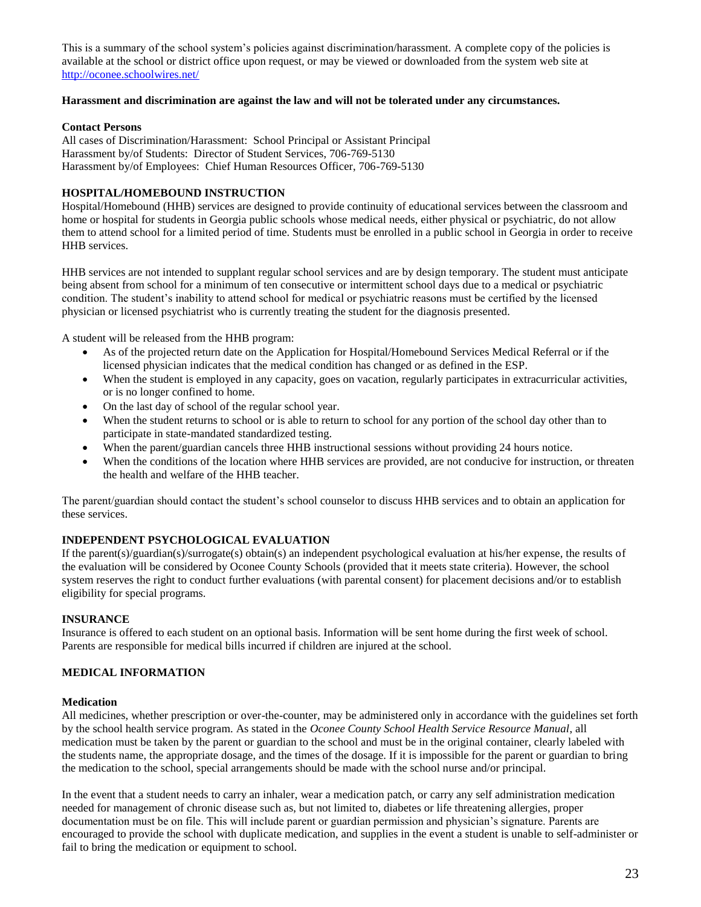This is a summary of the school system's policies against discrimination/harassment. A complete copy of the policies is available at the school or district office upon request, or may be viewed or downloaded from the system web site at [http://oconee.schoolwires.net/](http://oconee.schoolwires.net/)

**Harassment and discrimination are against the law and will not be tolerated under any circumstances.**

**Contact Persons**

All cases of Discrimination/Harassment: School Principal or Assistant Principal
Harassment by/of Students: Director of Student Services, 706-769-5130
Harassment by/of Employees: Chief Human Resources Officer, 706-769-5130

## HOSPITAL/HOMEBOUND INSTRUCTION

Hospital/Homebound (HHB) services are designed to provide continuity of educational services between the classroom and home or hospital for students in Georgia public schools whose medical needs, either physical or psychiatric, do not allow them to attend school for a limited period of time. Students must be enrolled in a public school in Georgia in order to receive HHB services.

HHB services are not intended to supplant regular school services and are by design temporary. The student must anticipate being absent from school for a minimum of ten consecutive or intermittent school days due to a medical or psychiatric condition. The student's inability to attend school for medical or psychiatric reasons must be certified by the licensed physician or licensed psychiatrist who is currently treating the student for the diagnosis presented.

A student will be released from the HHB program:

- As of the projected return date on the Application for Hospital/Homebound Services Medical Referral or if the licensed physician indicates that the medical condition has changed or as defined in the ESP.
- When the student is employed in any capacity, goes on vacation, regularly participates in extracurricular activities, or is no longer confined to home.
- On the last day of school of the regular school year.
- When the student returns to school or is able to return to school for any portion of the school day other than to participate in state-mandated standardized testing.
- When the parent/guardian cancels three HHB instructional sessions without providing 24 hours notice.
- When the conditions of the location where HHB services are provided, are not conducive for instruction, or threaten the health and welfare of the HHB teacher.

The parent/guardian should contact the student's school counselor to discuss HHB services and to obtain an application for these services.

## INDEPENDENT PSYCHOLOGICAL EVALUATION

If the parent(s)/guardian(s)/surrogate(s) obtain(s) an independent psychological evaluation at his/her expense, the results of the evaluation will be considered by Oconee County Schools (provided that it meets state criteria). However, the school system reserves the right to conduct further evaluations (with parental consent) for placement decisions and/or to establish eligibility for special programs.

## INSURANCE

Insurance is offered to each student on an optional basis. Information will be sent home during the first week of school. Parents are responsible for medical bills incurred if children are injured at the school.

## MEDICAL INFORMATION

### Medication

All medicines, whether prescription or over-the-counter, may be administered only in accordance with the guidelines set forth by the school health service program. As stated in the *Oconee County School Health Service Resource Manual*, all medication must be taken by the parent or guardian to the school and must be in the original container, clearly labeled with the students name, the appropriate dosage, and the times of the dosage. If it is impossible for the parent or guardian to bring the medication to the school, special arrangements should be made with the school nurse and/or principal.

In the event that a student needs to carry an inhaler, wear a medication patch, or carry any self administration medication needed for management of chronic disease such as, but not limited to, diabetes or life threatening allergies, proper documentation must be on file. This will include parent or guardian permission and physician's signature. Parents are encouraged to provide the school with duplicate medication, and supplies in the event a student is unable to self-administer or fail to bring the medication or equipment to school.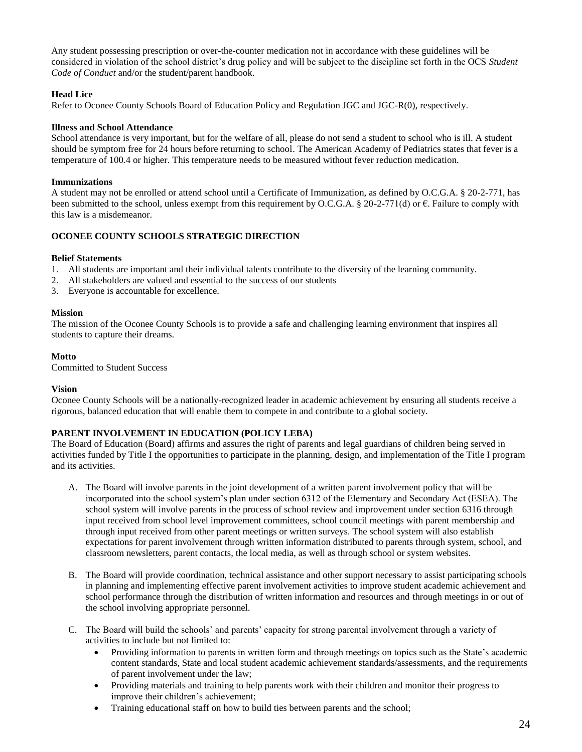Any student possessing prescription or over-the-counter medication not in accordance with these guidelines will be considered in violation of the school district's drug policy and will be subject to the discipline set forth in the OCS *Student Code of Conduct* and/or the student/parent handbook.

**Head Lice**

Refer to Oconee County Schools Board of Education Policy and Regulation JGC and JGC-R(0), respectively.

**Illness and School Attendance**

School attendance is very important, but for the welfare of all, please do not send a student to school who is ill. A student should be symptom free for 24 hours before returning to school. The American Academy of Pediatrics states that fever is a temperature of 100.4 or higher. This temperature needs to be measured without fever reduction medication.

**Immunizations**

A student may not be enrolled or attend school until a Certificate of Immunization, as defined by O.C.G.A. § 20-2-771, has been submitted to the school, unless exempt from this requirement by O.C.G.A. § 20-2-771(d) or €. Failure to comply with this law is a misdemeanor.

## OCONEE COUNTY SCHOOLS STRATEGIC DIRECTION

**Belief Statements**

1. All students are important and their individual talents contribute to the diversity of the learning community.
2. All stakeholders are valued and essential to the success of our students
3. Everyone is accountable for excellence.

**Mission**

The mission of the Oconee County Schools is to provide a safe and challenging learning environment that inspires all students to capture their dreams.

**Motto**

Committed to Student Success

**Vision**

Oconee County Schools will be a nationally-recognized leader in academic achievement by ensuring all students receive a rigorous, balanced education that will enable them to compete in and contribute to a global society.

## PARENT INVOLVEMENT IN EDUCATION (POLICY LEBA)

The Board of Education (Board) affirms and assures the right of parents and legal guardians of children being served in activities funded by Title I the opportunities to participate in the planning, design, and implementation of the Title I program and its activities.

A. The Board will involve parents in the joint development of a written parent involvement policy that will be incorporated into the school system's plan under section 6312 of the Elementary and Secondary Act (ESEA). The school system will involve parents in the process of school review and improvement under section 6316 through input received from school level improvement committees, school council meetings with parent membership and through input received from other parent meetings or written surveys. The school system will also establish expectations for parent involvement through written information distributed to parents through system, school, and classroom newsletters, parent contacts, the local media, as well as through school or system websites.

B. The Board will provide coordination, technical assistance and other support necessary to assist participating schools in planning and implementing effective parent involvement activities to improve student academic achievement and school performance through the distribution of written information and resources and through meetings in or out of the school involving appropriate personnel.

C. The Board will build the schools' and parents' capacity for strong parental involvement through a variety of activities to include but not limited to:
   - Providing information to parents in written form and through meetings on topics such as the State's academic content standards, State and local student academic achievement standards/assessments, and the requirements of parent involvement under the law;
   - Providing materials and training to help parents work with their children and monitor their progress to improve their children's achievement;
   - Training educational staff on how to build ties between parents and the school;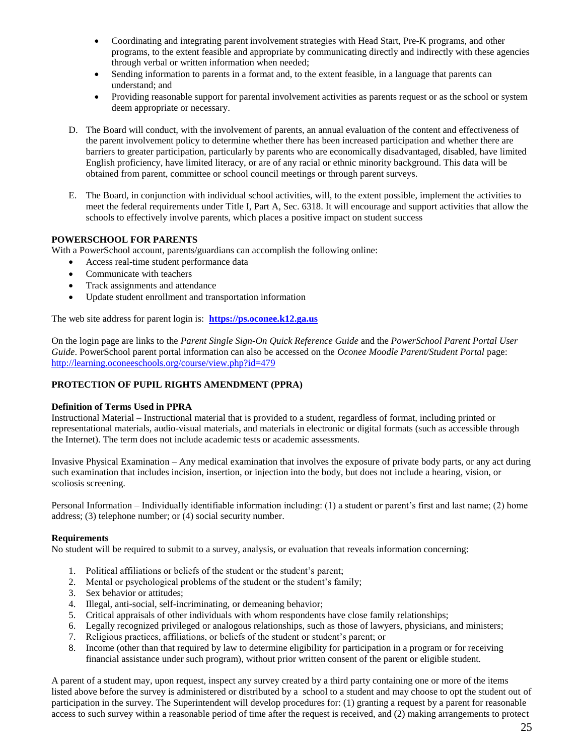- Coordinating and integrating parent involvement strategies with Head Start, Pre-K programs, and other programs, to the extent feasible and appropriate by communicating directly and indirectly with these agencies through verbal or written information when needed;
- Sending information to parents in a format and, to the extent feasible, in a language that parents can understand; and
- Providing reasonable support for parental involvement activities as parents request or as the school or system deem appropriate or necessary.

D. The Board will conduct, with the involvement of parents, an annual evaluation of the content and effectiveness of the parent involvement policy to determine whether there has been increased participation and whether there are barriers to greater participation, particularly by parents who are economically disadvantaged, disabled, have limited English proficiency, have limited literacy, or are of any racial or ethnic minority background. This data will be obtained from parent, committee or school council meetings or through parent surveys.

E. The Board, in conjunction with individual school activities, will, to the extent possible, implement the activities to meet the federal requirements under Title I, Part A, Sec. 6318. It will encourage and support activities that allow the schools to effectively involve parents, which places a positive impact on student success

**POWERSCHOOL FOR PARENTS**

With a PowerSchool account, parents/guardians can accomplish the following online:

- Access real-time student performance data
- Communicate with teachers
- Track assignments and attendance
- Update student enrollment and transportation information

The web site address for parent login is: **https://ps.oconee.k12.ga.us**

On the login page are links to the *Parent Single Sign-On Quick Reference Guide* and the *PowerSchool Parent Portal User Guide*. PowerSchool parent portal information can also be accessed on the *Oconee Moodle Parent/Student Portal* page: http://learning.oconeeschools.org/course/view.php?id=479

**PROTECTION OF PUPIL RIGHTS AMENDMENT (PPRA)**

**Definition of Terms Used in PPRA**

Instructional Material – Instructional material that is provided to a student, regardless of format, including printed or representational materials, audio-visual materials, and materials in electronic or digital formats (such as accessible through the Internet). The term does not include academic tests or academic assessments.

Invasive Physical Examination – Any medical examination that involves the exposure of private body parts, or any act during such examination that includes incision, insertion, or injection into the body, but does not include a hearing, vision, or scoliosis screening.

Personal Information – Individually identifiable information including: (1) a student or parent's first and last name; (2) home address; (3) telephone number; or (4) social security number.

**Requirements**

No student will be required to submit to a survey, analysis, or evaluation that reveals information concerning:

1. Political affiliations or beliefs of the student or the student's parent;
2. Mental or psychological problems of the student or the student's family;
3. Sex behavior or attitudes;
4. Illegal, anti-social, self-incriminating, or demeaning behavior;
5. Critical appraisals of other individuals with whom respondents have close family relationships;
6. Legally recognized privileged or analogous relationships, such as those of lawyers, physicians, and ministers;
7. Religious practices, affiliations, or beliefs of the student or student's parent; or
8. Income (other than that required by law to determine eligibility for participation in a program or for receiving financial assistance under such program), without prior written consent of the parent or eligible student.

A parent of a student may, upon request, inspect any survey created by a third party containing one or more of the items listed above before the survey is administered or distributed by a school to a student and may choose to opt the student out of participation in the survey. The Superintendent will develop procedures for: (1) granting a request by a parent for reasonable access to such survey within a reasonable period of time after the request is received, and (2) making arrangements to protect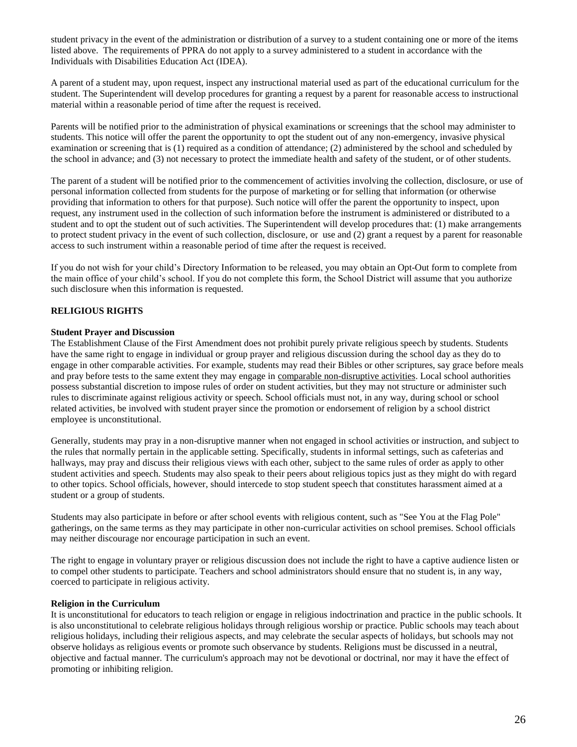student privacy in the event of the administration or distribution of a survey to a student containing one or more of the items listed above. The requirements of PPRA do not apply to a survey administered to a student in accordance with the Individuals with Disabilities Education Act (IDEA).

A parent of a student may, upon request, inspect any instructional material used as part of the educational curriculum for the student. The Superintendent will develop procedures for granting a request by a parent for reasonable access to instructional material within a reasonable period of time after the request is received.

Parents will be notified prior to the administration of physical examinations or screenings that the school may administer to students. This notice will offer the parent the opportunity to opt the student out of any non-emergency, invasive physical examination or screening that is (1) required as a condition of attendance; (2) administered by the school and scheduled by the school in advance; and (3) not necessary to protect the immediate health and safety of the student, or of other students.

The parent of a student will be notified prior to the commencement of activities involving the collection, disclosure, or use of personal information collected from students for the purpose of marketing or for selling that information (or otherwise providing that information to others for that purpose). Such notice will offer the parent the opportunity to inspect, upon request, any instrument used in the collection of such information before the instrument is administered or distributed to a student and to opt the student out of such activities. The Superintendent will develop procedures that: (1) make arrangements to protect student privacy in the event of such collection, disclosure, or use and (2) grant a request by a parent for reasonable access to such instrument within a reasonable period of time after the request is received.

If you do not wish for your child's Directory Information to be released, you may obtain an Opt-Out form to complete from the main office of your child's school. If you do not complete this form, the School District will assume that you authorize such disclosure when this information is requested.

**RELIGIOUS RIGHTS**

**Student Prayer and Discussion**

The Establishment Clause of the First Amendment does not prohibit purely private religious speech by students. Students have the same right to engage in individual or group prayer and religious discussion during the school day as they do to engage in other comparable activities. For example, students may read their Bibles or other scriptures, say grace before meals and pray before tests to the same extent they may engage in comparable non-disruptive activities. Local school authorities possess substantial discretion to impose rules of order on student activities, but they may not structure or administer such rules to discriminate against religious activity or speech. School officials must not, in any way, during school or school related activities, be involved with student prayer since the promotion or endorsement of religion by a school district employee is unconstitutional.

Generally, students may pray in a non-disruptive manner when not engaged in school activities or instruction, and subject to the rules that normally pertain in the applicable setting. Specifically, students in informal settings, such as cafeterias and hallways, may pray and discuss their religious views with each other, subject to the same rules of order as apply to other student activities and speech. Students may also speak to their peers about religious topics just as they might do with regard to other topics. School officials, however, should intercede to stop student speech that constitutes harassment aimed at a student or a group of students.

Students may also participate in before or after school events with religious content, such as "See You at the Flag Pole" gatherings, on the same terms as they may participate in other non-curricular activities on school premises. School officials may neither discourage nor encourage participation in such an event.

The right to engage in voluntary prayer or religious discussion does not include the right to have a captive audience listen or to compel other students to participate. Teachers and school administrators should ensure that no student is, in any way, coerced to participate in religious activity.

**Religion in the Curriculum**

It is unconstitutional for educators to teach religion or engage in religious indoctrination and practice in the public schools. It is also unconstitutional to celebrate religious holidays through religious worship or practice. Public schools may teach about religious holidays, including their religious aspects, and may celebrate the secular aspects of holidays, but schools may not observe holidays as religious events or promote such observance by students. Religions must be discussed in a neutral, objective and factual manner. The curriculum's approach may not be devotional or doctrinal, nor may it have the effect of promoting or inhibiting religion.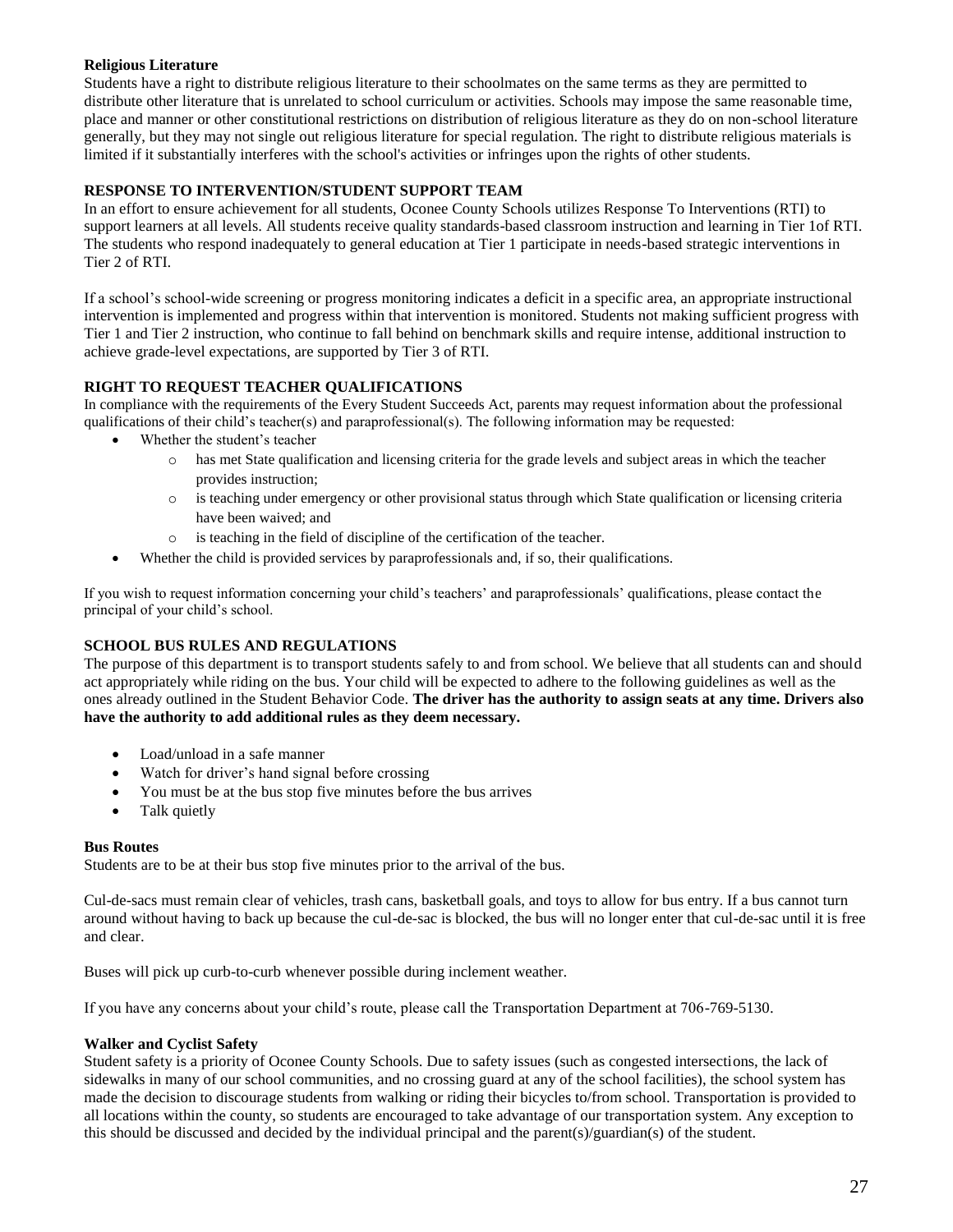### Religious Literature

Students have a right to distribute religious literature to their schoolmates on the same terms as they are permitted to distribute other literature that is unrelated to school curriculum or activities. Schools may impose the same reasonable time, place and manner or other constitutional restrictions on distribution of religious literature as they do on non-school literature generally, but they may not single out religious literature for special regulation. The right to distribute religious materials is limited if it substantially interferes with the school's activities or infringes upon the rights of other students.

## RESPONSE TO INTERVENTION/STUDENT SUPPORT TEAM

In an effort to ensure achievement for all students, Oconee County Schools utilizes Response To Interventions (RTI) to support learners at all levels. All students receive quality standards-based classroom instruction and learning in Tier 1of RTI. The students who respond inadequately to general education at Tier 1 participate in needs-based strategic interventions in Tier 2 of RTI.

If a school's school-wide screening or progress monitoring indicates a deficit in a specific area, an appropriate instructional intervention is implemented and progress within that intervention is monitored. Students not making sufficient progress with Tier 1 and Tier 2 instruction, who continue to fall behind on benchmark skills and require intense, additional instruction to achieve grade-level expectations, are supported by Tier 3 of RTI.

## RIGHT TO REQUEST TEACHER QUALIFICATIONS

In compliance with the requirements of the Every Student Succeeds Act, parents may request information about the professional qualifications of their child's teacher(s) and paraprofessional(s). The following information may be requested:

- Whether the student's teacher
  - has met State qualification and licensing criteria for the grade levels and subject areas in which the teacher provides instruction;
  - is teaching under emergency or other provisional status through which State qualification or licensing criteria have been waived; and
  - is teaching in the field of discipline of the certification of the teacher.
- Whether the child is provided services by paraprofessionals and, if so, their qualifications.

If you wish to request information concerning your child's teachers' and paraprofessionals' qualifications, please contact the principal of your child's school.

## SCHOOL BUS RULES AND REGULATIONS

The purpose of this department is to transport students safely to and from school. We believe that all students can and should act appropriately while riding on the bus. Your child will be expected to adhere to the following guidelines as well as the ones already outlined in the Student Behavior Code. **The driver has the authority to assign seats at any time. Drivers also have the authority to add additional rules as they deem necessary.**

- Load/unload in a safe manner
- Watch for driver's hand signal before crossing
- You must be at the bus stop five minutes before the bus arrives
- Talk quietly

### Bus Routes

Students are to be at their bus stop five minutes prior to the arrival of the bus.

Cul-de-sacs must remain clear of vehicles, trash cans, basketball goals, and toys to allow for bus entry. If a bus cannot turn around without having to back up because the cul-de-sac is blocked, the bus will no longer enter that cul-de-sac until it is free and clear.

Buses will pick up curb-to-curb whenever possible during inclement weather.

If you have any concerns about your child's route, please call the Transportation Department at 706-769-5130.

### Walker and Cyclist Safety

Student safety is a priority of Oconee County Schools. Due to safety issues (such as congested intersections, the lack of sidewalks in many of our school communities, and no crossing guard at any of the school facilities), the school system has made the decision to discourage students from walking or riding their bicycles to/from school. Transportation is provided to all locations within the county, so students are encouraged to take advantage of our transportation system. Any exception to this should be discussed and decided by the individual principal and the parent(s)/guardian(s) of the student.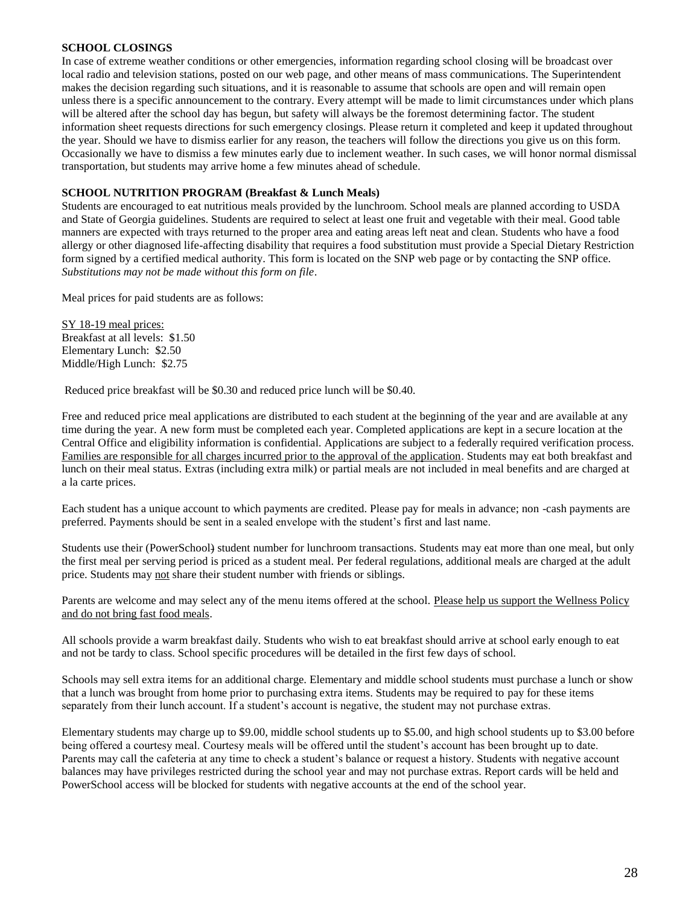**SCHOOL CLOSINGS**

In case of extreme weather conditions or other emergencies, information regarding school closing will be broadcast over local radio and television stations, posted on our web page, and other means of mass communications. The Superintendent makes the decision regarding such situations, and it is reasonable to assume that schools are open and will remain open unless there is a specific announcement to the contrary. Every attempt will be made to limit circumstances under which plans will be altered after the school day has begun, but safety will always be the foremost determining factor. The student information sheet requests directions for such emergency closings. Please return it completed and keep it updated throughout the year. Should we have to dismiss earlier for any reason, the teachers will follow the directions you give us on this form. Occasionally we have to dismiss a few minutes early due to inclement weather. In such cases, we will honor normal dismissal transportation, but students may arrive home a few minutes ahead of schedule.

**SCHOOL NUTRITION PROGRAM (Breakfast & Lunch Meals)**

Students are encouraged to eat nutritious meals provided by the lunchroom. School meals are planned according to USDA and State of Georgia guidelines. Students are required to select at least one fruit and vegetable with their meal. Good table manners are expected with trays returned to the proper area and eating areas left neat and clean. Students who have a food allergy or other diagnosed life-affecting disability that requires a food substitution must provide a Special Dietary Restriction form signed by a certified medical authority. This form is located on the SNP web page or by contacting the SNP office. *Substitutions may not be made without this form on file*.

Meal prices for paid students are as follows:

SY 18-19 meal prices:
Breakfast at all levels: $1.50
Elementary Lunch: $2.50
Middle/High Lunch: $2.75

Reduced price breakfast will be $0.30 and reduced price lunch will be $0.40.

Free and reduced price meal applications are distributed to each student at the beginning of the year and are available at any time during the year. A new form must be completed each year. Completed applications are kept in a secure location at the Central Office and eligibility information is confidential. Applications are subject to a federally required verification process. Families are responsible for all charges incurred prior to the approval of the application. Students may eat both breakfast and lunch on their meal status. Extras (including extra milk) or partial meals are not included in meal benefits and are charged at a la carte prices.

Each student has a unique account to which payments are credited. Please pay for meals in advance; non -cash payments are preferred. Payments should be sent in a sealed envelope with the student's first and last name.

Students use their (PowerSchool) student number for lunchroom transactions. Students may eat more than one meal, but only the first meal per serving period is priced as a student meal. Per federal regulations, additional meals are charged at the adult price. Students may not share their student number with friends or siblings.

Parents are welcome and may select any of the menu items offered at the school. Please help us support the Wellness Policy and do not bring fast food meals.

All schools provide a warm breakfast daily. Students who wish to eat breakfast should arrive at school early enough to eat and not be tardy to class. School specific procedures will be detailed in the first few days of school.

Schools may sell extra items for an additional charge. Elementary and middle school students must purchase a lunch or show that a lunch was brought from home prior to purchasing extra items. Students may be required to pay for these items separately from their lunch account. If a student's account is negative, the student may not purchase extras.

Elementary students may charge up to $9.00, middle school students up to $5.00, and high school students up to $3.00 before being offered a courtesy meal. Courtesy meals will be offered until the student's account has been brought up to date. Parents may call the cafeteria at any time to check a student's balance or request a history. Students with negative account balances may have privileges restricted during the school year and may not purchase extras. Report cards will be held and PowerSchool access will be blocked for students with negative accounts at the end of the school year.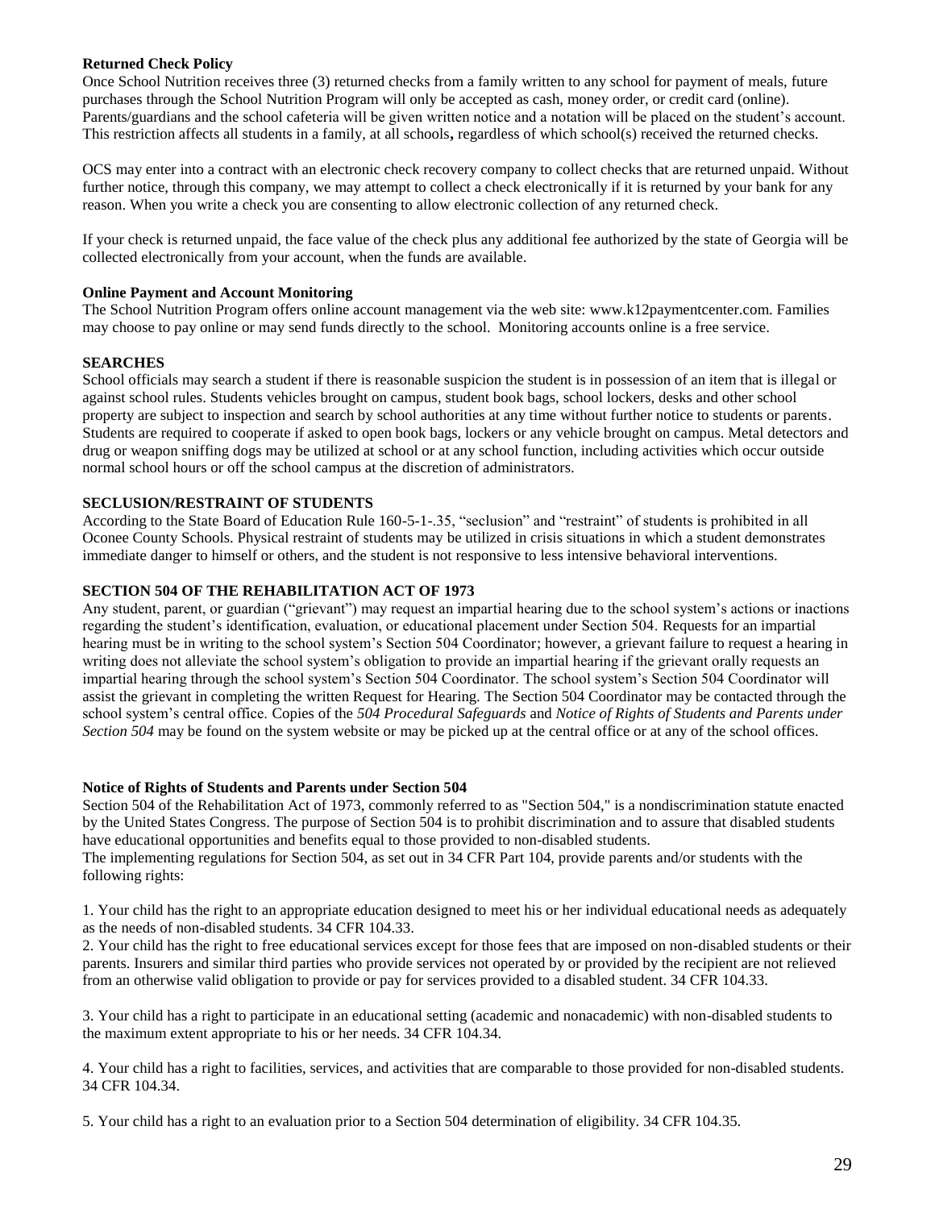**Returned Check Policy**

Once School Nutrition receives three (3) returned checks from a family written to any school for payment of meals, future purchases through the School Nutrition Program will only be accepted as cash, money order, or credit card (online). Parents/guardians and the school cafeteria will be given written notice and a notation will be placed on the student's account. This restriction affects all students in a family, at all schools**,** regardless of which school(s) received the returned checks.

OCS may enter into a contract with an electronic check recovery company to collect checks that are returned unpaid. Without further notice, through this company, we may attempt to collect a check electronically if it is returned by your bank for any reason. When you write a check you are consenting to allow electronic collection of any returned check.

If your check is returned unpaid, the face value of the check plus any additional fee authorized by the state of Georgia will be collected electronically from your account, when the funds are available.

**Online Payment and Account Monitoring**

The School Nutrition Program offers online account management via the web site: www.k12paymentcenter.com. Families may choose to pay online or may send funds directly to the school. Monitoring accounts online is a free service.

**SEARCHES**

School officials may search a student if there is reasonable suspicion the student is in possession of an item that is illegal or against school rules. Students vehicles brought on campus, student book bags, school lockers, desks and other school property are subject to inspection and search by school authorities at any time without further notice to students or parents. Students are required to cooperate if asked to open book bags, lockers or any vehicle brought on campus. Metal detectors and drug or weapon sniffing dogs may be utilized at school or at any school function, including activities which occur outside normal school hours or off the school campus at the discretion of administrators.

**SECLUSION/RESTRAINT OF STUDENTS**

According to the State Board of Education Rule 160-5-1-.35, "seclusion" and "restraint" of students is prohibited in all Oconee County Schools. Physical restraint of students may be utilized in crisis situations in which a student demonstrates immediate danger to himself or others, and the student is not responsive to less intensive behavioral interventions.

**SECTION 504 OF THE REHABILITATION ACT OF 1973**

Any student, parent, or guardian ("grievant") may request an impartial hearing due to the school system's actions or inactions regarding the student's identification, evaluation, or educational placement under Section 504. Requests for an impartial hearing must be in writing to the school system's Section 504 Coordinator; however, a grievant failure to request a hearing in writing does not alleviate the school system's obligation to provide an impartial hearing if the grievant orally requests an impartial hearing through the school system's Section 504 Coordinator. The school system's Section 504 Coordinator will assist the grievant in completing the written Request for Hearing. The Section 504 Coordinator may be contacted through the school system's central office. Copies of the *504 Procedural Safeguards* and *Notice of Rights of Students and Parents under Section 504* may be found on the system website or may be picked up at the central office or at any of the school offices.

**Notice of Rights of Students and Parents under Section 504**

Section 504 of the Rehabilitation Act of 1973, commonly referred to as "Section 504," is a nondiscrimination statute enacted by the United States Congress. The purpose of Section 504 is to prohibit discrimination and to assure that disabled students have educational opportunities and benefits equal to those provided to non-disabled students.
The implementing regulations for Section 504, as set out in 34 CFR Part 104, provide parents and/or students with the following rights:

1. Your child has the right to an appropriate education designed to meet his or her individual educational needs as adequately as the needs of non-disabled students. 34 CFR 104.33.
2. Your child has the right to free educational services except for those fees that are imposed on non-disabled students or their parents. Insurers and similar third parties who provide services not operated by or provided by the recipient are not relieved from an otherwise valid obligation to provide or pay for services provided to a disabled student. 34 CFR 104.33.
3. Your child has a right to participate in an educational setting (academic and nonacademic) with non-disabled students to the maximum extent appropriate to his or her needs. 34 CFR 104.34.
4. Your child has a right to facilities, services, and activities that are comparable to those provided for non-disabled students. 34 CFR 104.34.
5. Your child has a right to an evaluation prior to a Section 504 determination of eligibility. 34 CFR 104.35.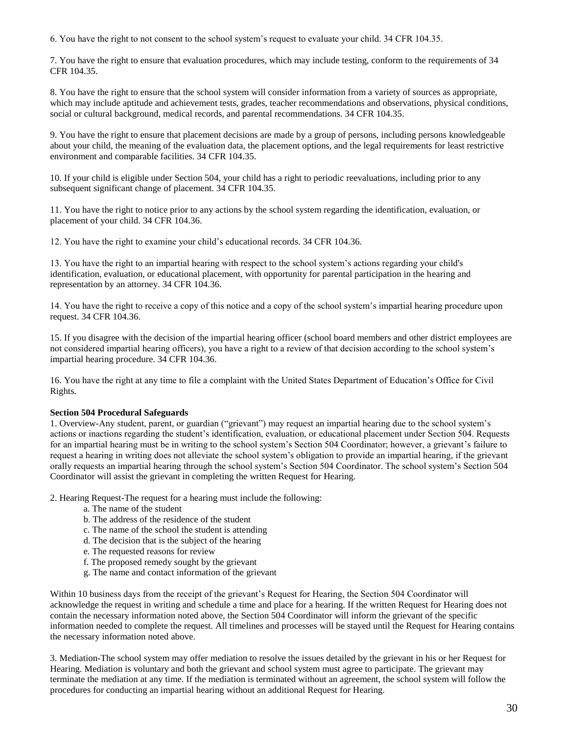6. You have the right to not consent to the school system's request to evaluate your child. 34 CFR 104.35.

7. You have the right to ensure that evaluation procedures, which may include testing, conform to the requirements of 34 CFR 104.35.

8. You have the right to ensure that the school system will consider information from a variety of sources as appropriate, which may include aptitude and achievement tests, grades, teacher recommendations and observations, physical conditions, social or cultural background, medical records, and parental recommendations. 34 CFR 104.35.

9. You have the right to ensure that placement decisions are made by a group of persons, including persons knowledgeable about your child, the meaning of the evaluation data, the placement options, and the legal requirements for least restrictive environment and comparable facilities. 34 CFR 104.35.

10. If your child is eligible under Section 504, your child has a right to periodic reevaluations, including prior to any subsequent significant change of placement. 34 CFR 104.35.

11. You have the right to notice prior to any actions by the school system regarding the identification, evaluation, or placement of your child. 34 CFR 104.36.

12. You have the right to examine your child's educational records. 34 CFR 104.36.

13. You have the right to an impartial hearing with respect to the school system's actions regarding your child's identification, evaluation, or educational placement, with opportunity for parental participation in the hearing and representation by an attorney. 34 CFR 104.36.

14. You have the right to receive a copy of this notice and a copy of the school system's impartial hearing procedure upon request. 34 CFR 104.36.

15. If you disagree with the decision of the impartial hearing officer (school board members and other district employees are not considered impartial hearing officers), you have a right to a review of that decision according to the school system's impartial hearing procedure. 34 CFR 104.36.

16. You have the right at any time to file a complaint with the United States Department of Education's Office for Civil Rights.

**Section 504 Procedural Safeguards**

1. Overview-Any student, parent, or guardian ("grievant") may request an impartial hearing due to the school system's actions or inactions regarding the student's identification, evaluation, or educational placement under Section 504. Requests for an impartial hearing must be in writing to the school system's Section 504 Coordinator; however, a grievant's failure to request a hearing in writing does not alleviate the school system's obligation to provide an impartial hearing, if the grievant orally requests an impartial hearing through the school system's Section 504 Coordinator. The school system's Section 504 Coordinator will assist the grievant in completing the written Request for Hearing.

2. Hearing Request-The request for a hearing must include the following:
    a. The name of the student
    b. The address of the residence of the student
    c. The name of the school the student is attending
    d. The decision that is the subject of the hearing
    e. The requested reasons for review
    f. The proposed remedy sought by the grievant
    g. The name and contact information of the grievant

Within 10 business days from the receipt of the grievant's Request for Hearing, the Section 504 Coordinator will acknowledge the request in writing and schedule a time and place for a hearing. If the written Request for Hearing does not contain the necessary information noted above, the Section 504 Coordinator will inform the grievant of the specific information needed to complete the request. All timelines and processes will be stayed until the Request for Hearing contains the necessary information noted above.

3. Mediation-The school system may offer mediation to resolve the issues detailed by the grievant in his or her Request for Hearing. Mediation is voluntary and both the grievant and school system must agree to participate. The grievant may terminate the mediation at any time. If the mediation is terminated without an agreement, the school system will follow the procedures for conducting an impartial hearing without an additional Request for Hearing.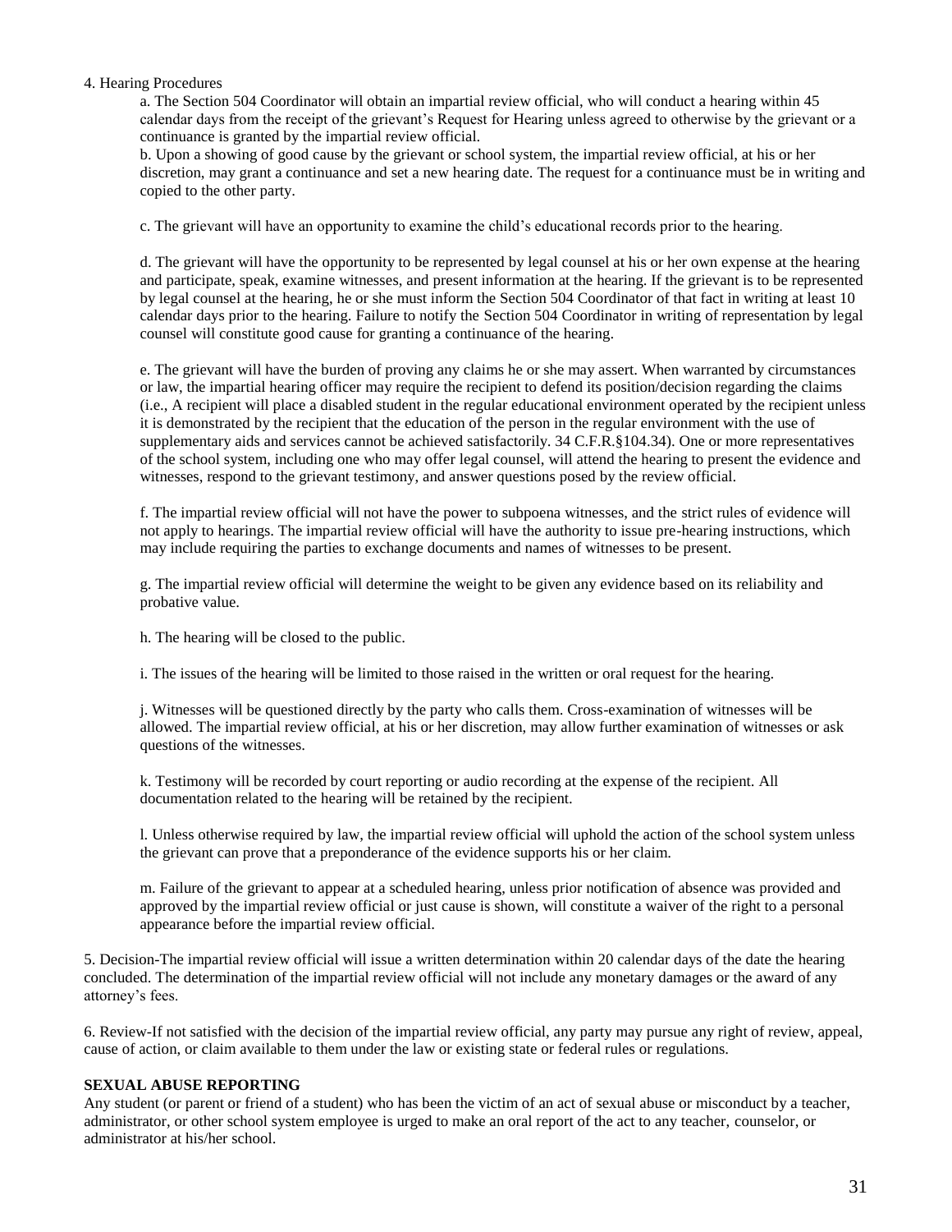4. Hearing Procedures

a. The Section 504 Coordinator will obtain an impartial review official, who will conduct a hearing within 45 calendar days from the receipt of the grievant's Request for Hearing unless agreed to otherwise by the grievant or a continuance is granted by the impartial review official.

b. Upon a showing of good cause by the grievant or school system, the impartial review official, at his or her discretion, may grant a continuance and set a new hearing date. The request for a continuance must be in writing and copied to the other party.

c. The grievant will have an opportunity to examine the child's educational records prior to the hearing.

d. The grievant will have the opportunity to be represented by legal counsel at his or her own expense at the hearing and participate, speak, examine witnesses, and present information at the hearing. If the grievant is to be represented by legal counsel at the hearing, he or she must inform the Section 504 Coordinator of that fact in writing at least 10 calendar days prior to the hearing. Failure to notify the Section 504 Coordinator in writing of representation by legal counsel will constitute good cause for granting a continuance of the hearing.

e. The grievant will have the burden of proving any claims he or she may assert. When warranted by circumstances or law, the impartial hearing officer may require the recipient to defend its position/decision regarding the claims (i.e., A recipient will place a disabled student in the regular educational environment operated by the recipient unless it is demonstrated by the recipient that the education of the person in the regular environment with the use of supplementary aids and services cannot be achieved satisfactorily. 34 C.F.R.§104.34). One or more representatives of the school system, including one who may offer legal counsel, will attend the hearing to present the evidence and witnesses, respond to the grievant testimony, and answer questions posed by the review official.

f. The impartial review official will not have the power to subpoena witnesses, and the strict rules of evidence will not apply to hearings. The impartial review official will have the authority to issue pre-hearing instructions, which may include requiring the parties to exchange documents and names of witnesses to be present.

g. The impartial review official will determine the weight to be given any evidence based on its reliability and probative value.

h. The hearing will be closed to the public.

i. The issues of the hearing will be limited to those raised in the written or oral request for the hearing.

j. Witnesses will be questioned directly by the party who calls them. Cross-examination of witnesses will be allowed. The impartial review official, at his or her discretion, may allow further examination of witnesses or ask questions of the witnesses.

k. Testimony will be recorded by court reporting or audio recording at the expense of the recipient. All documentation related to the hearing will be retained by the recipient.

l. Unless otherwise required by law, the impartial review official will uphold the action of the school system unless the grievant can prove that a preponderance of the evidence supports his or her claim.

m. Failure of the grievant to appear at a scheduled hearing, unless prior notification of absence was provided and approved by the impartial review official or just cause is shown, will constitute a waiver of the right to a personal appearance before the impartial review official.

5. Decision-The impartial review official will issue a written determination within 20 calendar days of the date the hearing concluded. The determination of the impartial review official will not include any monetary damages or the award of any attorney's fees.

6. Review-If not satisfied with the decision of the impartial review official, any party may pursue any right of review, appeal, cause of action, or claim available to them under the law or existing state or federal rules or regulations.

**SEXUAL ABUSE REPORTING**

Any student (or parent or friend of a student) who has been the victim of an act of sexual abuse or misconduct by a teacher, administrator, or other school system employee is urged to make an oral report of the act to any teacher, counselor, or administrator at his/her school.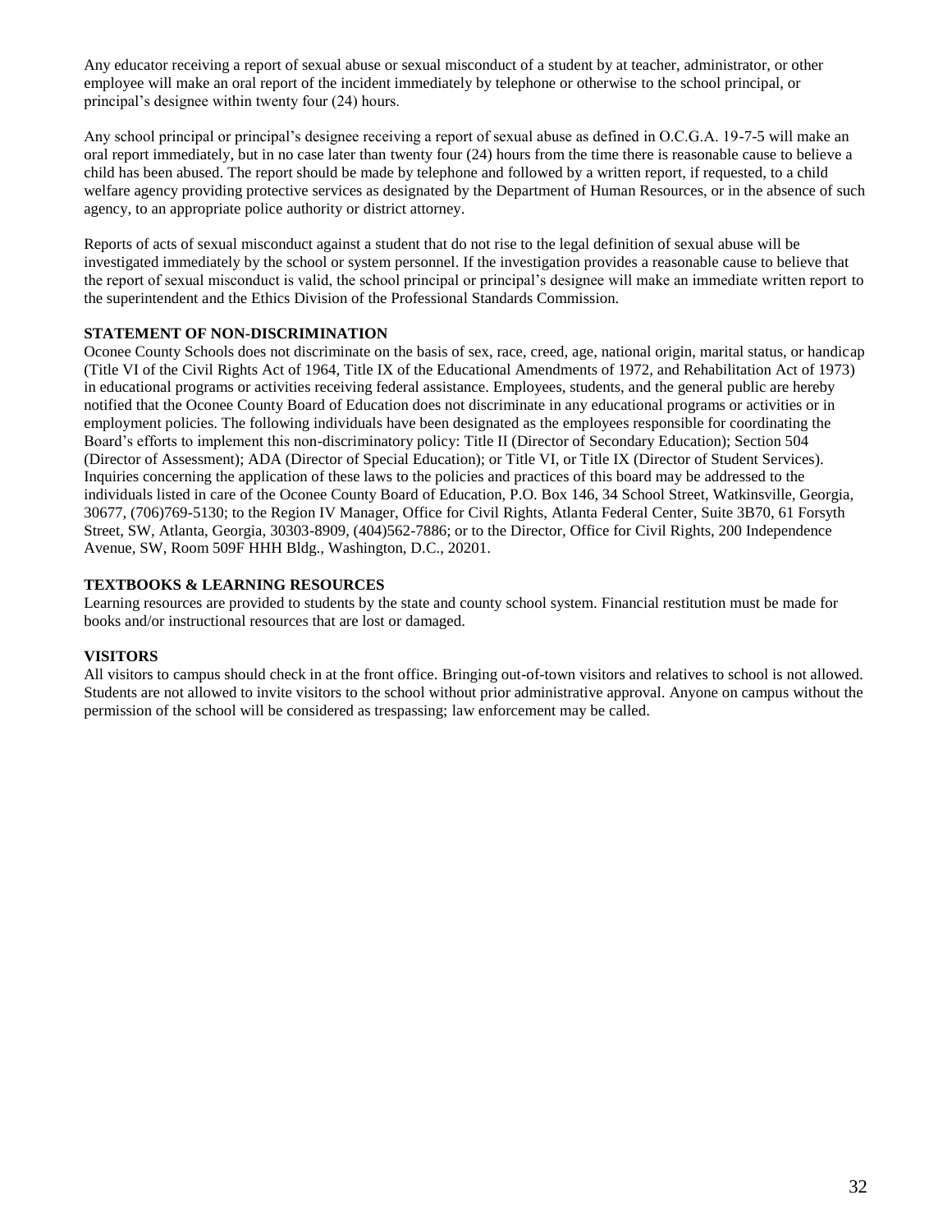Any educator receiving a report of sexual abuse or sexual misconduct of a student by at teacher, administrator, or other employee will make an oral report of the incident immediately by telephone or otherwise to the school principal, or principal's designee within twenty four (24) hours.

Any school principal or principal's designee receiving a report of sexual abuse as defined in O.C.G.A. 19-7-5 will make an oral report immediately, but in no case later than twenty four (24) hours from the time there is reasonable cause to believe a child has been abused. The report should be made by telephone and followed by a written report, if requested, to a child welfare agency providing protective services as designated by the Department of Human Resources, or in the absence of such agency, to an appropriate police authority or district attorney.

Reports of acts of sexual misconduct against a student that do not rise to the legal definition of sexual abuse will be investigated immediately by the school or system personnel. If the investigation provides a reasonable cause to believe that the report of sexual misconduct is valid, the school principal or principal's designee will make an immediate written report to the superintendent and the Ethics Division of the Professional Standards Commission.

**STATEMENT OF NON-DISCRIMINATION**

Oconee County Schools does not discriminate on the basis of sex, race, creed, age, national origin, marital status, or handicap (Title VI of the Civil Rights Act of 1964, Title IX of the Educational Amendments of 1972, and Rehabilitation Act of 1973) in educational programs or activities receiving federal assistance. Employees, students, and the general public are hereby notified that the Oconee County Board of Education does not discriminate in any educational programs or activities or in employment policies. The following individuals have been designated as the employees responsible for coordinating the Board's efforts to implement this non-discriminatory policy: Title II (Director of Secondary Education); Section 504 (Director of Assessment); ADA (Director of Special Education); or Title VI, or Title IX (Director of Student Services). Inquiries concerning the application of these laws to the policies and practices of this board may be addressed to the individuals listed in care of the Oconee County Board of Education, P.O. Box 146, 34 School Street, Watkinsville, Georgia, 30677, (706)769-5130; to the Region IV Manager, Office for Civil Rights, Atlanta Federal Center, Suite 3B70, 61 Forsyth Street, SW, Atlanta, Georgia, 30303-8909, (404)562-7886; or to the Director, Office for Civil Rights, 200 Independence Avenue, SW, Room 509F HHH Bldg., Washington, D.C., 20201.

**TEXTBOOKS & LEARNING RESOURCES**

Learning resources are provided to students by the state and county school system. Financial restitution must be made for books and/or instructional resources that are lost or damaged.

**VISITORS**

All visitors to campus should check in at the front office. Bringing out-of-town visitors and relatives to school is not allowed. Students are not allowed to invite visitors to the school without prior administrative approval. Anyone on campus without the permission of the school will be considered as trespassing; law enforcement may be called.